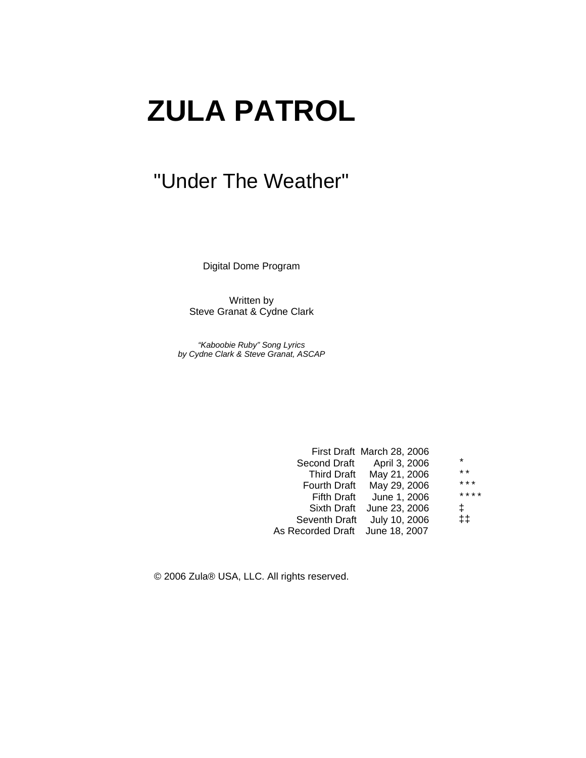# ZULA PATROL

## "Under The Weather"

Digital Dome Program

Written by
Steve Granat & Cydne Clark

*"Kaboobie Ruby" Song Lyrics*
*by Cydne Clark & Steve Granat, ASCAP*

| Draft | Date | Mark |
| --- | --- | --- |
| First Draft | March 28, 2006 | |
| Second Draft | April 3, 2006 | * |
| Third Draft | May 21, 2006 | * * |
| Fourth Draft | May 29, 2006 | * * * |
| Fifth Draft | June 1, 2006 | * * * * |
| Sixth Draft | June 23, 2006 | ‡ |
| Seventh Draft | July 10, 2006 | ‡‡ |
| As Recorded Draft | June 18, 2007 | |

© 2006 Zula® USA, LLC. All rights reserved.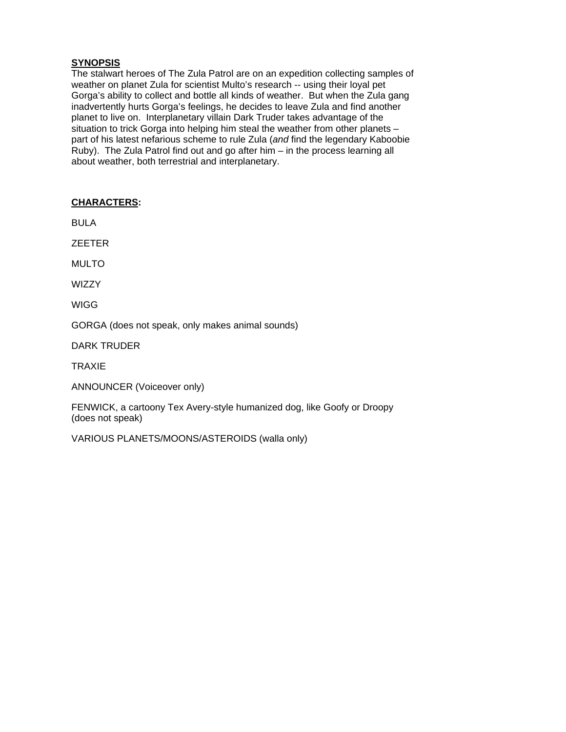## SYNOPSIS

The stalwart heroes of The Zula Patrol are on an expedition collecting samples of weather on planet Zula for scientist Multo's research -- using their loyal pet Gorga's ability to collect and bottle all kinds of weather. But when the Zula gang inadvertently hurts Gorga's feelings, he decides to leave Zula and find another planet to live on. Interplanetary villain Dark Truder takes advantage of the situation to trick Gorga into helping him steal the weather from other planets – part of his latest nefarious scheme to rule Zula (*and* find the legendary Kaboobie Ruby). The Zula Patrol find out and go after him – in the process learning all about weather, both terrestrial and interplanetary.

## CHARACTERS:

BULA

ZEETER

MULTO

WIZZY

WIGG

GORGA (does not speak, only makes animal sounds)

DARK TRUDER

TRAXIE

ANNOUNCER (Voiceover only)

FENWICK, a cartoony Tex Avery-style humanized dog, like Goofy or Droopy (does not speak)

VARIOUS PLANETS/MOONS/ASTEROIDS (walla only)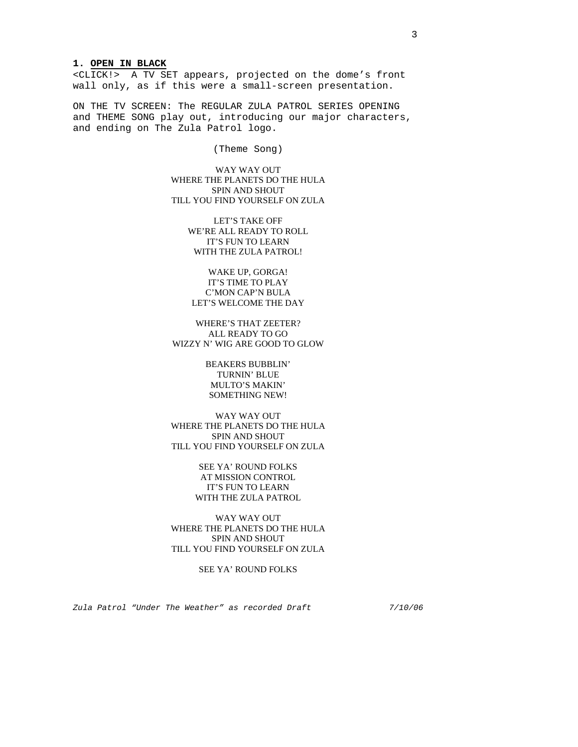**1. <u>OPEN IN BLACK</u>**

<CLICK!> A TV SET appears, projected on the dome's front wall only, as if this were a small-screen presentation.

ON THE TV SCREEN: The REGULAR ZULA PATROL SERIES OPENING and THEME SONG play out, introducing our major characters, and ending on The Zula Patrol logo.

(Theme Song)

WAY WAY OUT
WHERE THE PLANETS DO THE HULA
SPIN AND SHOUT
TILL YOU FIND YOURSELF ON ZULA

LET'S TAKE OFF
WE'RE ALL READY TO ROLL
IT'S FUN TO LEARN
WITH THE ZULA PATROL!

WAKE UP, GORGA!
IT'S TIME TO PLAY
C'MON CAP'N BULA
LET'S WELCOME THE DAY

WHERE'S THAT ZEETER?
ALL READY TO GO
WIZZY N' WIG ARE GOOD TO GLOW

BEAKERS BUBBLIN'
TURNIN' BLUE
MULTO'S MAKIN'
SOMETHING NEW!

WAY WAY OUT
WHERE THE PLANETS DO THE HULA
SPIN AND SHOUT
TILL YOU FIND YOURSELF ON ZULA

SEE YA' ROUND FOLKS
AT MISSION CONTROL
IT'S FUN TO LEARN
WITH THE ZULA PATROL

WAY WAY OUT
WHERE THE PLANETS DO THE HULA
SPIN AND SHOUT
TILL YOU FIND YOURSELF ON ZULA

SEE YA' ROUND FOLKS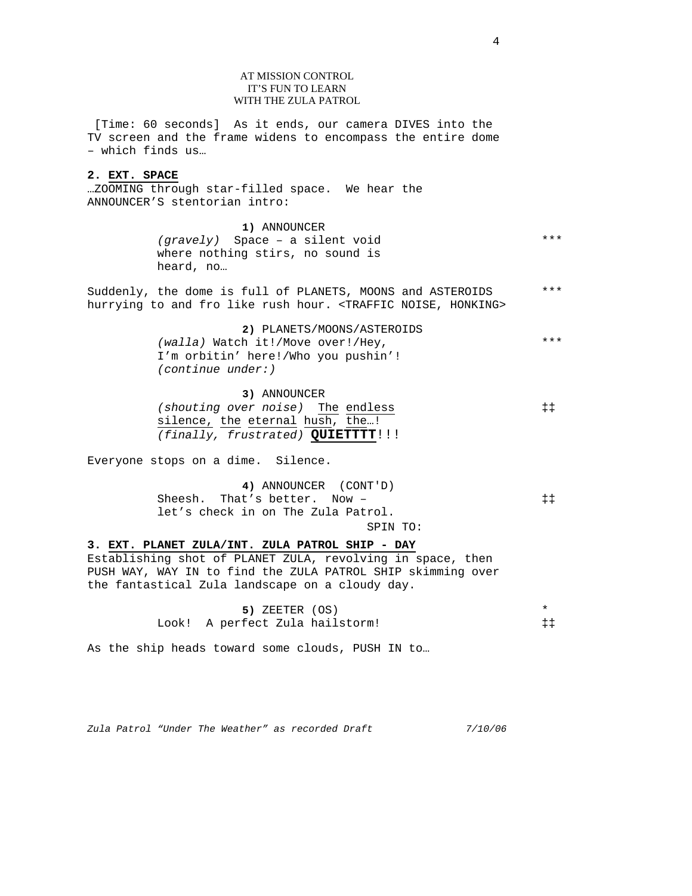AT MISSION CONTROL
IT'S FUN TO LEARN
WITH THE ZULA PATROL

[Time: 60 seconds] As it ends, our camera DIVES into the TV screen and the frame widens to encompass the entire dome – which finds us…

**2. EXT. SPACE**

…ZOOMING through star-filled space. We hear the ANNOUNCER'S stentorian intro:

**1)** ANNOUNCER
*(gravely)* Space – a silent void where nothing stirs, no sound is heard, no… ***

Suddenly, the dome is full of PLANETS, MOONS and ASTEROIDS hurrying to and fro like rush hour. <TRAFFIC NOISE, HONKING> ***

**2)** PLANETS/MOONS/ASTEROIDS
*(walla)* Watch it!/Move over!/Hey, I'm orbitin' here!/Who you pushin'! *(continue under:)* ***

**3)** ANNOUNCER
*(shouting over noise)* The endless silence, the eternal hush, the…! *(finally, frustrated)* **QUIETTTT**!!! ‡‡

Everyone stops on a dime. Silence.

**4)** ANNOUNCER (CONT'D)
Sheesh. That's better. Now – let's check in on The Zula Patrol. ‡‡

SPIN TO:

**3. EXT. PLANET ZULA/INT. ZULA PATROL SHIP - DAY**

Establishing shot of PLANET ZULA, revolving in space, then PUSH WAY, WAY IN to find the ZULA PATROL SHIP skimming over the fantastical Zula landscape on a cloudy day.

**5)** ZEETER (OS) *
Look! A perfect Zula hailstorm! ‡‡

As the ship heads toward some clouds, PUSH IN to…

*Zula Patrol "Under The Weather" as recorded Draft 7/10/06*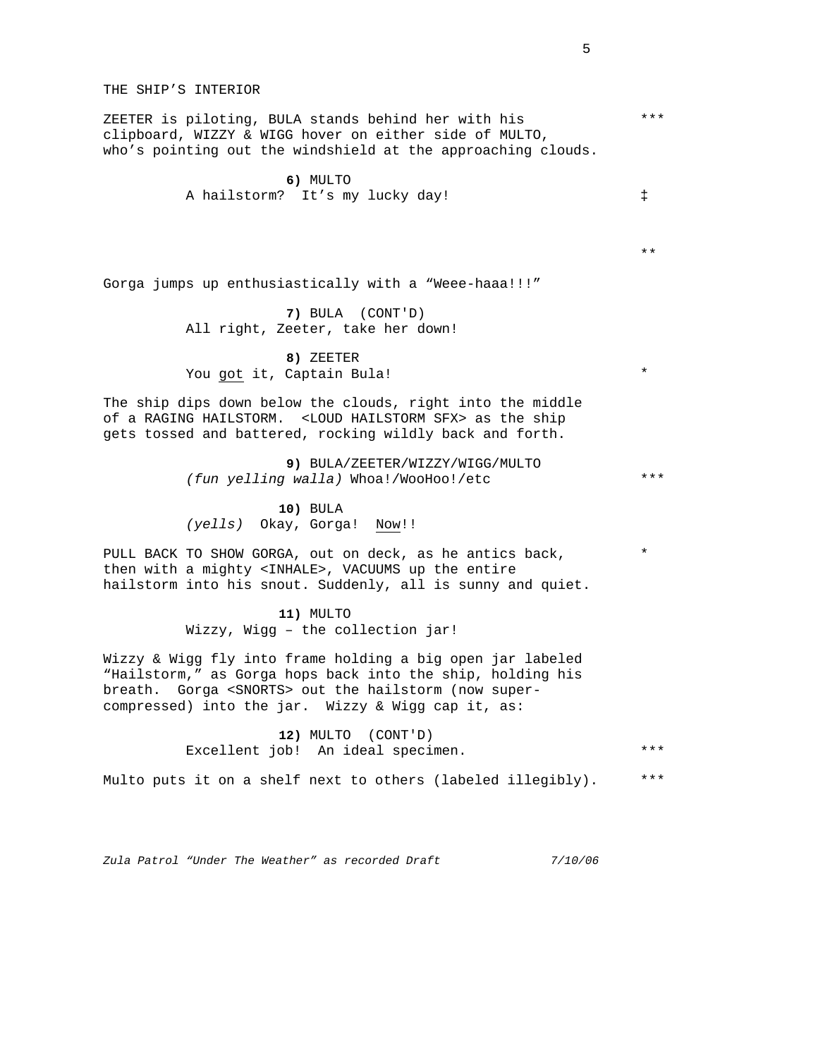THE SHIP'S INTERIOR

ZEETER is piloting, BULA stands behind her with his clipboard, WIZZY & WIGG hover on either side of MULTO, who's pointing out the windshield at the approaching clouds. ***

**6)** MULTO
A hailstorm? It's my lucky day! ‡

**

Gorga jumps up enthusiastically with a "Weee-haaa!!!"

**7)** BULA (CONT'D)
All right, Zeeter, take her down!

**8)** ZEETER
You got it, Captain Bula! *

The ship dips down below the clouds, right into the middle of a RAGING HAILSTORM. <LOUD HAILSTORM SFX> as the ship gets tossed and battered, rocking wildly back and forth.

**9)** BULA/ZEETER/WIZZY/WIGG/MULTO
*(fun yelling walla)* Whoa!/WooHoo!/etc ***

**10)** BULA
*(yells)* Okay, Gorga! Now!!

PULL BACK TO SHOW GORGA, out on deck, as he antics back, then with a mighty <INHALE>, VACUUMS up the entire hailstorm into his snout. Suddenly, all is sunny and quiet. *

**11)** MULTO
Wizzy, Wigg – the collection jar!

Wizzy & Wigg fly into frame holding a big open jar labeled "Hailstorm," as Gorga hops back into the ship, holding his breath. Gorga <SNORTS> out the hailstorm (now super-compressed) into the jar. Wizzy & Wigg cap it, as:

**12)** MULTO (CONT'D)
Excellent job! An ideal specimen. ***

Multo puts it on a shelf next to others (labeled illegibly). ***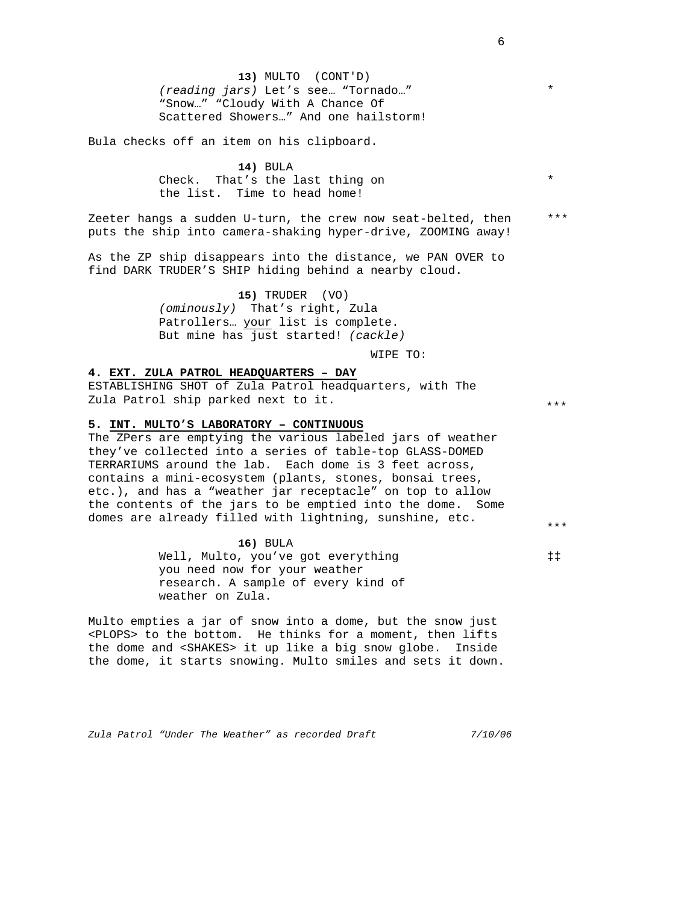**13)** MULTO (CONT'D)
*(reading jars)* Let's see… "Tornado…" "Snow…" "Cloudy With A Chance Of Scattered Showers…" And one hailstorm! *

Bula checks off an item on his clipboard.

**14)** BULA
Check. That's the last thing on the list. Time to head home! *

Zeeter hangs a sudden U-turn, the crew now seat-belted, then puts the ship into camera-shaking hyper-drive, ZOOMING away! ***

As the ZP ship disappears into the distance, we PAN OVER to find DARK TRUDER'S SHIP hiding behind a nearby cloud.

**15)** TRUDER (VO)
*(ominously)* That's right, Zula Patrollers… your list is complete. But mine has just started! *(cackle)*

WIPE TO:

**4. EXT. ZULA PATROL HEADQUARTERS – DAY**

ESTABLISHING SHOT of Zula Patrol headquarters, with The Zula Patrol ship parked next to it. ***

**5. INT. MULTO'S LABORATORY – CONTINUOUS**

The ZPers are emptying the various labeled jars of weather they've collected into a series of table-top GLASS-DOMED TERRARIUMS around the lab. Each dome is 3 feet across, contains a mini-ecosystem (plants, stones, bonsai trees, etc.), and has a "weather jar receptacle" on top to allow the contents of the jars to be emptied into the dome. Some domes are already filled with lightning, sunshine, etc. ***

**16)** BULA
Well, Multo, you've got everything you need now for your weather research. A sample of every kind of weather on Zula. ‡‡

Multo empties a jar of snow into a dome, but the snow just <PLOPS> to the bottom. He thinks for a moment, then lifts the dome and <SHAKES> it up like a big snow globe. Inside the dome, it starts snowing. Multo smiles and sets it down.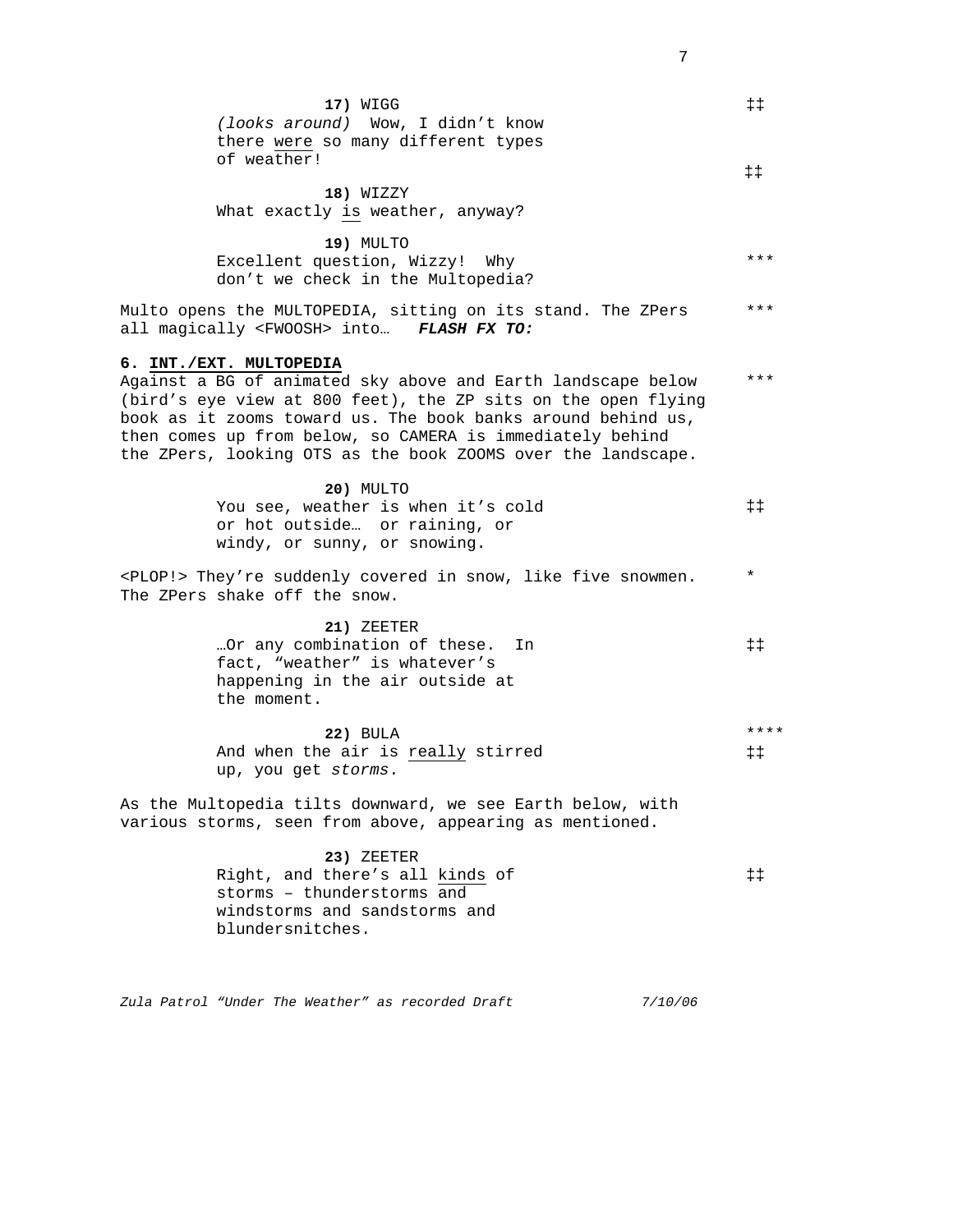**17)** WIGG ‡‡

*(looks around)* Wow, I didn't know there <u>were</u> so many different types of weather!

‡‡

**18)** WIZZY

What exactly <u>is</u> weather, anyway?

**19)** MULTO

Excellent question, Wizzy! Why don't we check in the Multopedia? ***

Multo opens the MULTOPEDIA, sitting on its stand. The ZPers all magically <FWOOSH> into… ***FLASH FX TO:*** ***

**6. <u>INT./EXT. MULTOPEDIA</u>**

Against a BG of animated sky above and Earth landscape below (bird's eye view at 800 feet), the ZP sits on the open flying book as it zooms toward us. The book banks around behind us, then comes up from below, so CAMERA is immediately behind the ZPers, looking OTS as the book ZOOMS over the landscape. ***

**20)** MULTO

You see, weather is when it's cold or hot outside… or raining, or windy, or sunny, or snowing. ‡‡

<PLOP!> They're suddenly covered in snow, like five snowmen. The ZPers shake off the snow. *

**21)** ZEETER

…Or any combination of these. In fact, "weather" is whatever's happening in the air outside at the moment. ‡‡

**22)** BULA ****

And when the air is <u>really</u> stirred up, you get *storms*. ‡‡

As the Multopedia tilts downward, we see Earth below, with various storms, seen from above, appearing as mentioned.

**23)** ZEETER

Right, and there's all <u>kinds</u> of storms – thunderstorms <u>and</u> windstorms and sandstorms and blundersnitches. ‡‡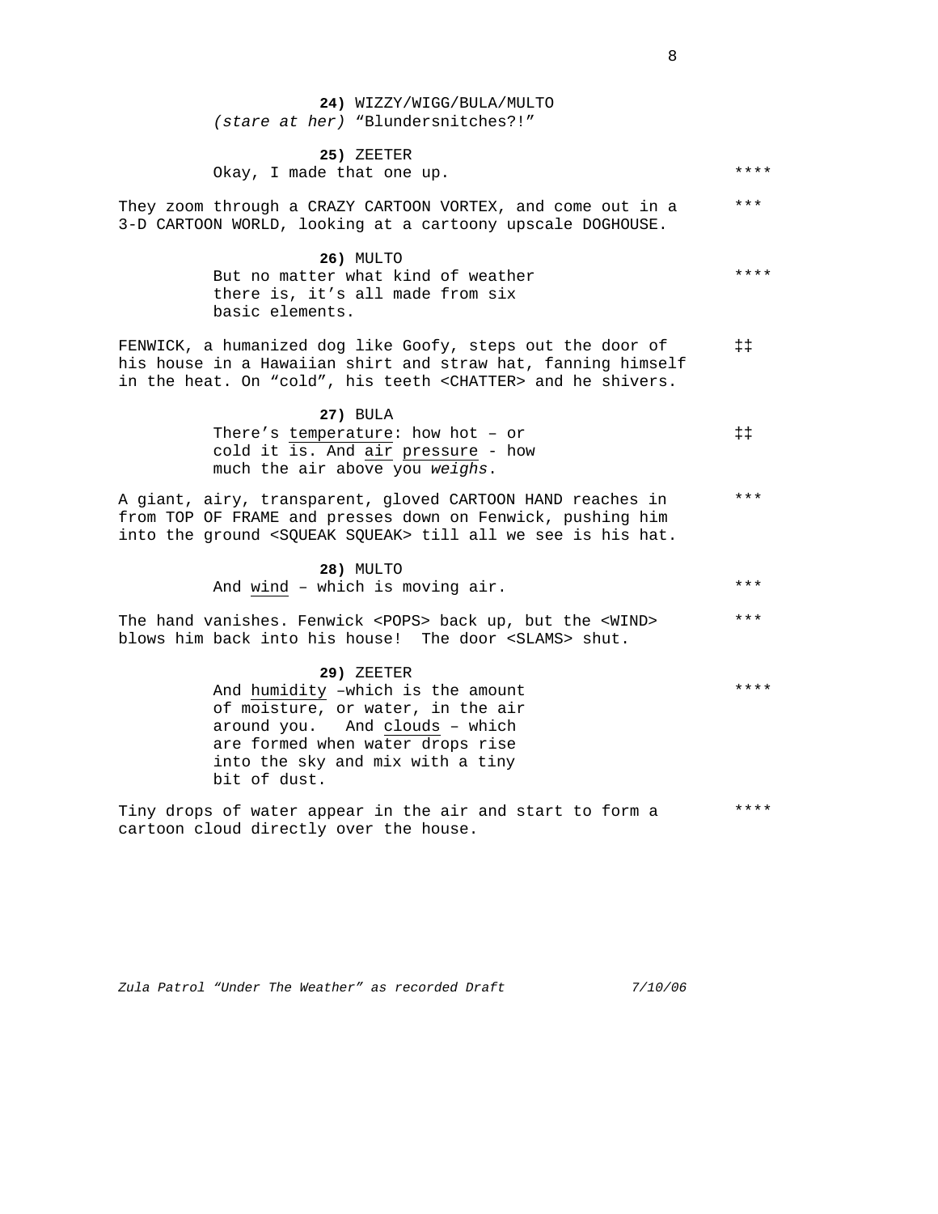**24)** WIZZY/WIGG/BULA/MULTO
*(stare at her)* "Blundersnitches?!"

**25)** ZEETER
Okay, I made that one up. ****

They zoom through a CRAZY CARTOON VORTEX, and come out in a 3-D CARTOON WORLD, looking at a cartoony upscale DOGHOUSE. ***

**26)** MULTO
But no matter what kind of weather there is, it's all made from six basic elements. ****

FENWICK, a humanized dog like Goofy, steps out the door of his house in a Hawaiian shirt and straw hat, fanning himself in the heat. On "cold", his teeth <CHATTER> and he shivers. ‡‡

**27)** BULA
There's temperature: how hot – or cold it is. And air pressure - how much the air above you *weighs*. ‡‡

A giant, airy, transparent, gloved CARTOON HAND reaches in from TOP OF FRAME and presses down on Fenwick, pushing him into the ground <SQUEAK SQUEAK> till all we see is his hat. ***

**28)** MULTO
And wind – which is moving air. ***

The hand vanishes. Fenwick <POPS> back up, but the <WIND> blows him back into his house! The door <SLAMS> shut. ***

**29)** ZEETER
And humidity –which is the amount of moisture, or water, in the air around you. And clouds – which are formed when water drops rise into the sky and mix with a tiny bit of dust. ****

Tiny drops of water appear in the air and start to form a cartoon cloud directly over the house. ****

*Zula Patrol "Under The Weather" as recorded Draft* *7/10/06*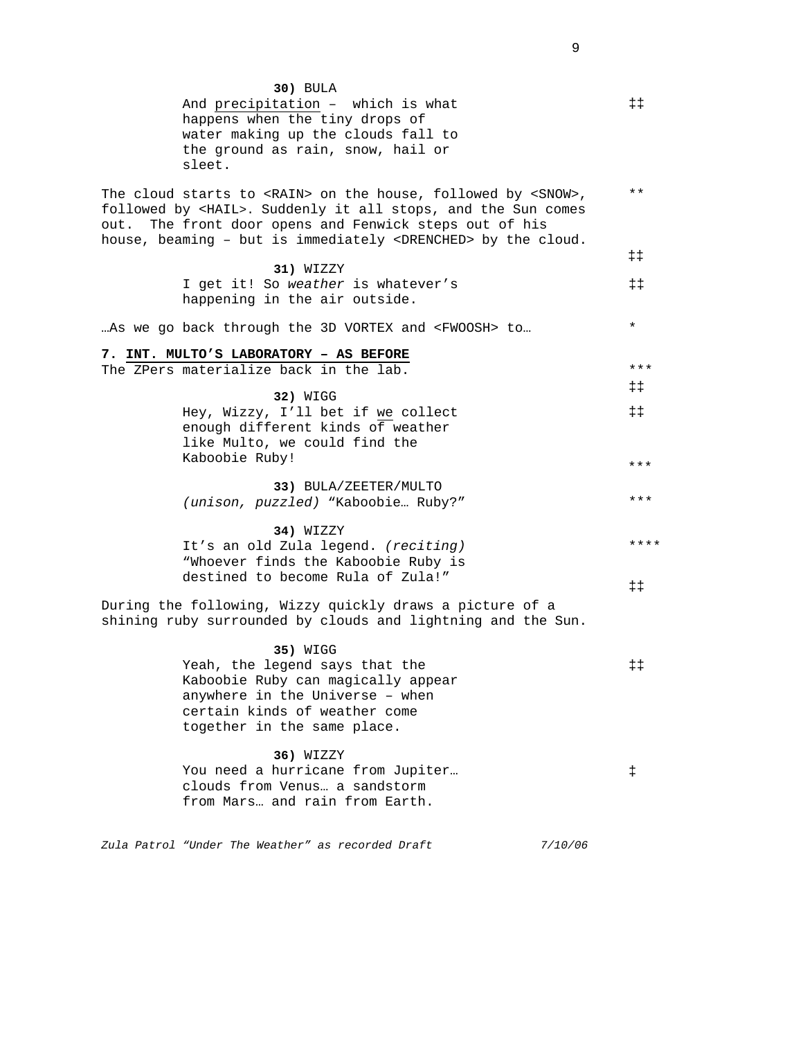**30)** BULA
And <u>precipitation</u> – which is what happens when the tiny drops of water making up the clouds fall to the ground as rain, snow, hail or sleet. ‡‡

The cloud starts to <RAIN> on the house, followed by <SNOW>, followed by <HAIL>. Suddenly it all stops, and the Sun comes out. The front door opens and Fenwick steps out of his house, beaming – but is immediately <DRENCHED> by the cloud. **

‡‡

**31)** WIZZY
I get it! So *weather* is whatever's happening in the air outside. ‡‡

…As we go back through the 3D VORTEX and <FWOOSH> to… *

**7. <u>INT. MULTO'S LABORATORY – AS BEFORE</u>**

The ZPers materialize back in the lab. ***

‡‡

**32)** WIGG
Hey, Wizzy, I'll bet if <u>we</u> collect enough different kinds of weather like Multo, we could find the Kaboobie Ruby! ‡‡

***

**33)** BULA/ZEETER/MULTO
*(unison, puzzled)* "Kaboobie… Ruby?" ***

**34)** WIZZY
It's an old Zula legend. *(reciting)* "Whoever finds the Kaboobie Ruby is destined to become Rula of Zula!" ****

‡‡

During the following, Wizzy quickly draws a picture of a shining ruby surrounded by clouds and lightning and the Sun.

**35)** WIGG
Yeah, the legend says that the Kaboobie Ruby can magically appear anywhere in the Universe – when certain kinds of weather come together in the same place. ‡‡

**36)** WIZZY
You need a hurricane from Jupiter… clouds from Venus… a sandstorm from Mars… and rain from Earth. ‡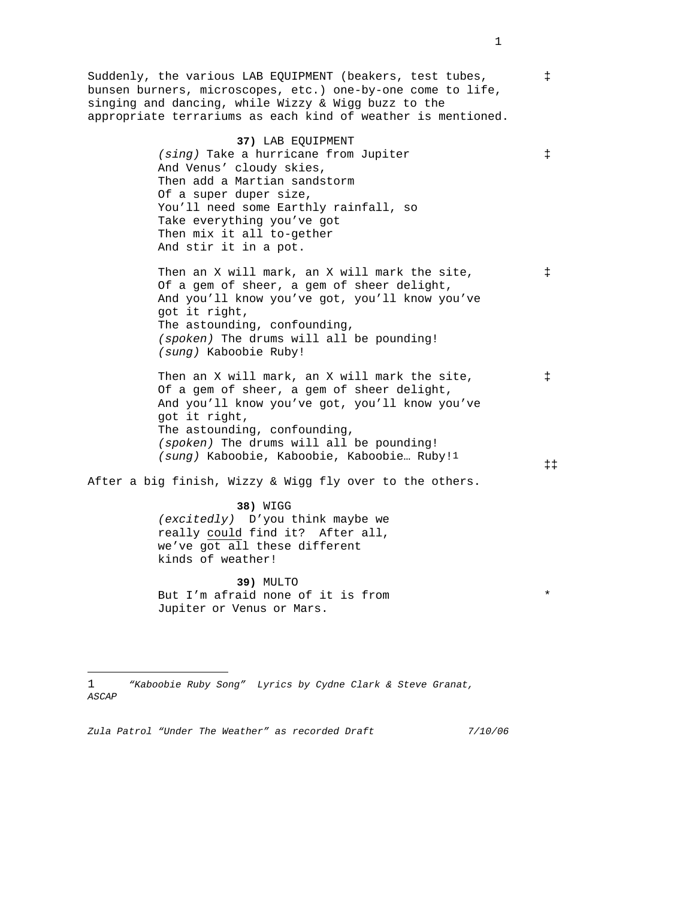Suddenly, the various LAB EQUIPMENT (beakers, test tubes, bunsen burners, microscopes, etc.) one-by-one come to life, singing and dancing, while Wizzy & Wigg buzz to the appropriate terrariums as each kind of weather is mentioned. ‡

**37)** LAB EQUIPMENT
*(sing)* Take a hurricane from Jupiter ‡
And Venus' cloudy skies,
Then add a Martian sandstorm
Of a super duper size,
You'll need some Earthly rainfall, so
Take everything you've got
Then mix it all to-gether
And stir it in a pot.

Then an X will mark, an X will mark the site, ‡
Of a gem of sheer, a gem of sheer delight,
And you'll know you've got, you'll know you've got it right,
The astounding, confounding,
*(spoken)* The drums will all be pounding!
*(sung)* Kaboobie Ruby!

Then an X will mark, an X will mark the site, ‡
Of a gem of sheer, a gem of sheer delight,
And you'll know you've got, you'll know you've got it right,
The astounding, confounding,
*(spoken)* The drums will all be pounding!
*(sung)* Kaboobie, Kaboobie, Kaboobie… Ruby![1] ‡‡

After a big finish, Wizzy & Wigg fly over to the others.

**38)** WIGG
*(excitedly)* D'you think maybe we really could find it? After all, we've got all these different kinds of weather!

**39)** MULTO
But I'm afraid none of it is from Jupiter or Venus or Mars. *

---

1 *"Kaboobie Ruby Song" Lyrics by Cydne Clark & Steve Granat, ASCAP*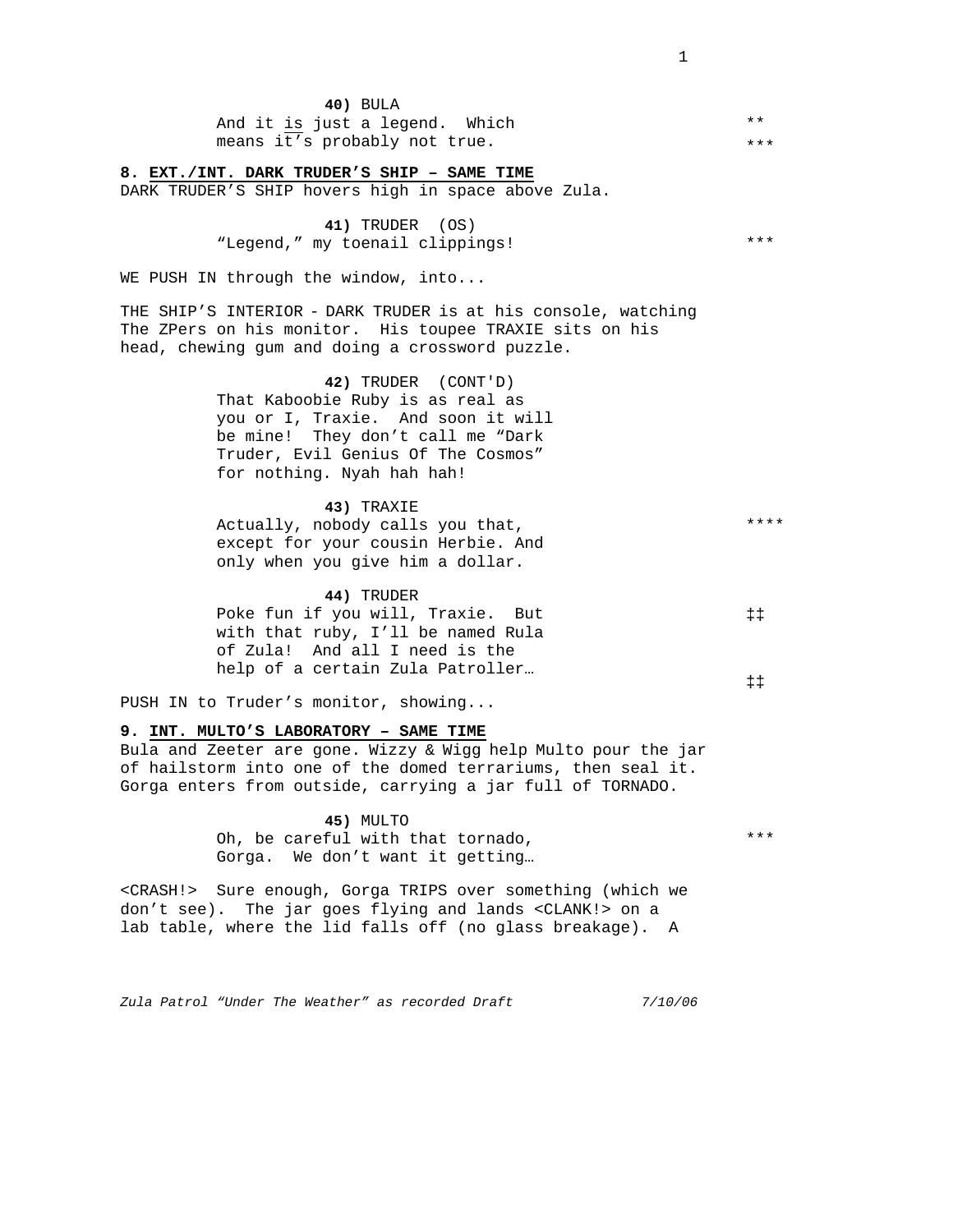**40)** BULA
And it <u>is</u> just a legend. Which means it's probably not true. ** ***

**8. <u>EXT./INT. DARK TRUDER'S SHIP – SAME TIME</u>**

DARK TRUDER'S SHIP hovers high in space above Zula.

**41)** TRUDER (OS)
"Legend," my toenail clippings! ***

WE PUSH IN through the window, into...

THE SHIP'S INTERIOR - DARK TRUDER is at his console, watching The ZPers on his monitor. His toupee TRAXIE sits on his head, chewing gum and doing a crossword puzzle.

**42)** TRUDER (CONT'D)
That Kaboobie Ruby is as real as you or I, Traxie. And soon it will be mine! They don't call me "Dark Truder, Evil Genius Of The Cosmos" for nothing. Nyah hah hah!

**43)** TRAXIE
Actually, nobody calls you that, except for your cousin Herbie. And only when you give him a dollar. ****

**44)** TRUDER
Poke fun if you will, Traxie. But with that ruby, I'll be named Rula of Zula! And all I need is the help of a certain Zula Patroller… ‡‡ ‡‡

PUSH IN to Truder's monitor, showing...

**9. <u>INT. MULTO'S LABORATORY – SAME TIME</u>**

Bula and Zeeter are gone. Wizzy & Wigg help Multo pour the jar of hailstorm into one of the domed terrariums, then seal it. Gorga enters from outside, carrying a jar full of TORNADO.

**45)** MULTO
Oh, be careful with that tornado, Gorga. We don't want it getting… ***

<CRASH!> Sure enough, Gorga TRIPS over something (which we don't see). The jar goes flying and lands <CLANK!> on a lab table, where the lid falls off (no glass breakage). A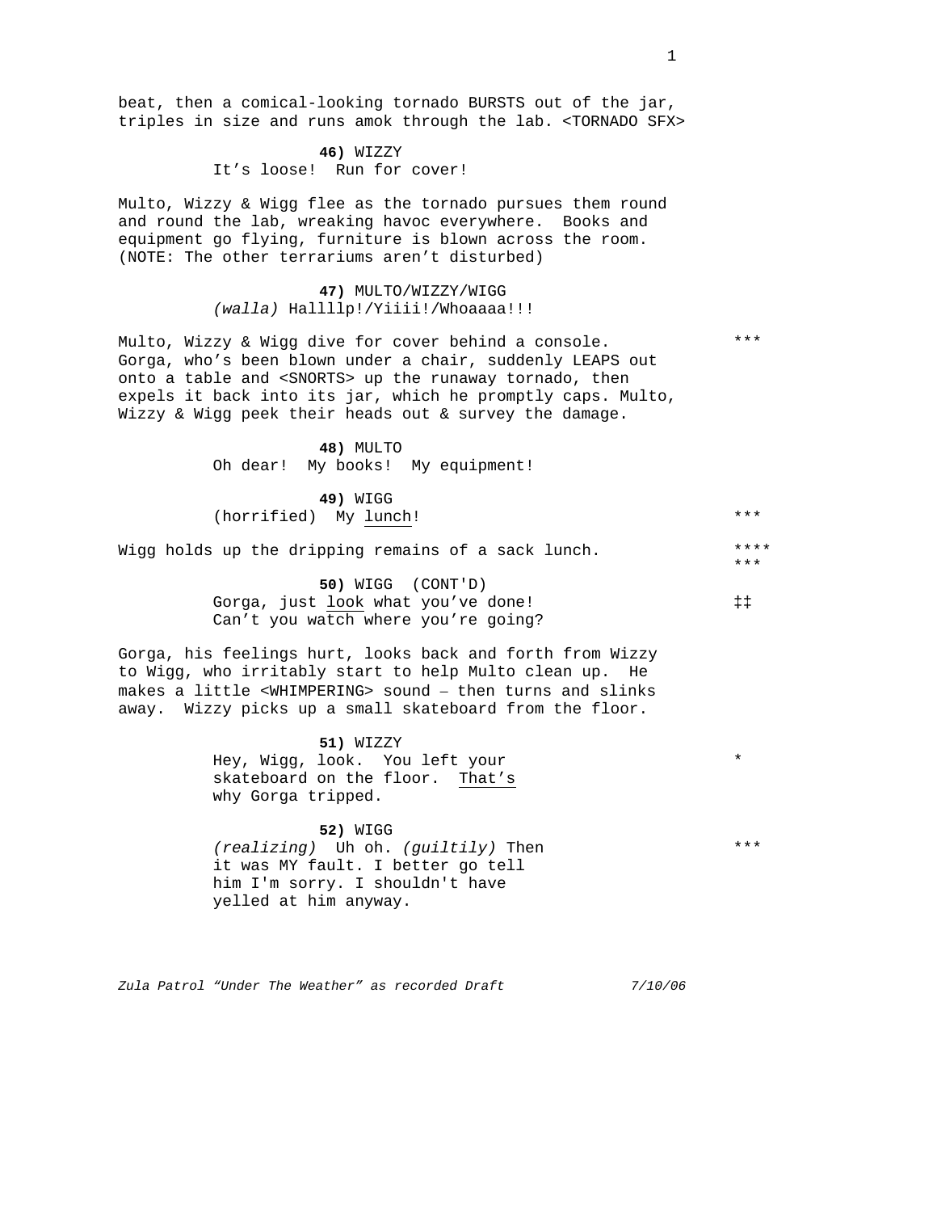beat, then a comical-looking tornado BURSTS out of the jar, triples in size and runs amok through the lab. <TORNADO SFX>

**46)** WIZZY
It's loose! Run for cover!

Multo, Wizzy & Wigg flee as the tornado pursues them round and round the lab, wreaking havoc everywhere. Books and equipment go flying, furniture is blown across the room. (NOTE: The other terrariums aren't disturbed)

**47)** MULTO/WIZZY/WIGG
*(walla)* Hallllp!/Yiiii!/Whoaaaa!!!

Multo, Wizzy & Wigg dive for cover behind a console. Gorga, who's been blown under a chair, suddenly LEAPS out onto a table and <SNORTS> up the runaway tornado, then expels it back into its jar, which he promptly caps. Multo, Wizzy & Wigg peek their heads out & survey the damage. ***

**48)** MULTO
Oh dear! My books! My equipment!

**49)** WIGG
(horrified) My lunch! ***

Wigg holds up the dripping remains of a sack lunch. ****
***

**50)** WIGG (CONT'D)
Gorga, just look what you've done! ‡‡
Can't you watch where you're going?

Gorga, his feelings hurt, looks back and forth from Wizzy to Wigg, who irritably start to help Multo clean up. He makes a little <WHIMPERING> sound – then turns and slinks away. Wizzy picks up a small skateboard from the floor.

**51)** WIZZY
Hey, Wigg, look. You left your skateboard on the floor. That's why Gorga tripped. *

**52)** WIGG
*(realizing)* Uh oh. *(guiltily)* Then it was MY fault. I better go tell him I'm sorry. I shouldn't have yelled at him anyway. ***

*Zula Patrol "Under The Weather" as recorded Draft 7/10/06*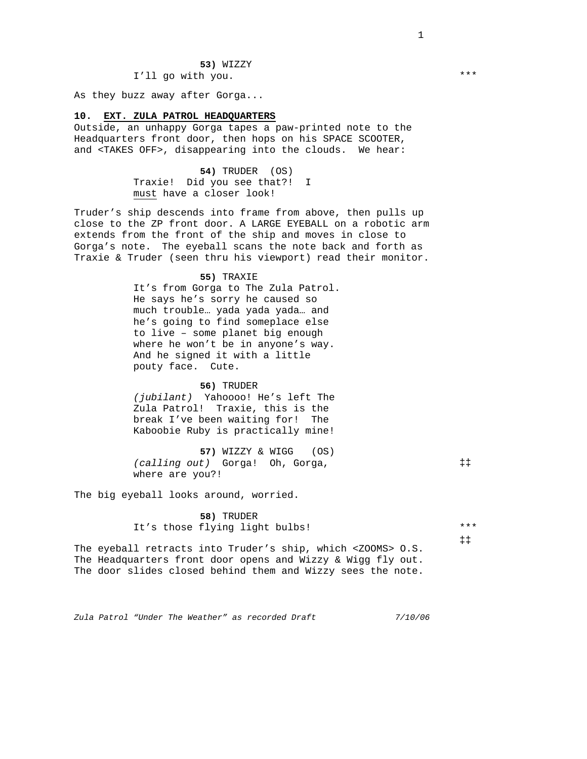**53)** WIZZY
I'll go with you. ***

As they buzz away after Gorga...

**10. <u>EXT. ZULA PATROL HEADQUARTERS</u>**

Outside, an unhappy Gorga tapes a paw-printed note to the Headquarters front door, then hops on his SPACE SCOOTER, and <TAKES OFF>, disappearing into the clouds. We hear:

**54)** TRUDER (OS)
Traxie! Did you see that?! I <u>must</u> have a closer look!

Truder's ship descends into frame from above, then pulls up close to the ZP front door. A LARGE EYEBALL on a robotic arm extends from the front of the ship and moves in close to Gorga's note. The eyeball scans the note back and forth as Traxie & Truder (seen thru his viewport) read their monitor.

**55)** TRAXIE
It's from Gorga to The Zula Patrol. He says he's sorry he caused so much trouble… yada yada yada… and he's going to find someplace else to live – some planet big enough where he won't be in anyone's way. And he signed it with a little pouty face. Cute.

**56)** TRUDER
*(jubilant)* Yahoooo! He's left The Zula Patrol! Traxie, this is the break I've been waiting for! The Kaboobie Ruby is practically mine!

**57)** WIZZY & WIGG (OS)
*(calling out)* Gorga! Oh, Gorga, where are you?! ‡‡

The big eyeball looks around, worried.

**58)** TRUDER
It's those flying light bulbs! ***
‡‡

The eyeball retracts into Truder's ship, which <ZOOMS> O.S. The Headquarters front door opens and Wizzy & Wigg fly out. The door slides closed behind them and Wizzy sees the note.

*Zula Patrol "Under The Weather" as recorded Draft 7/10/06*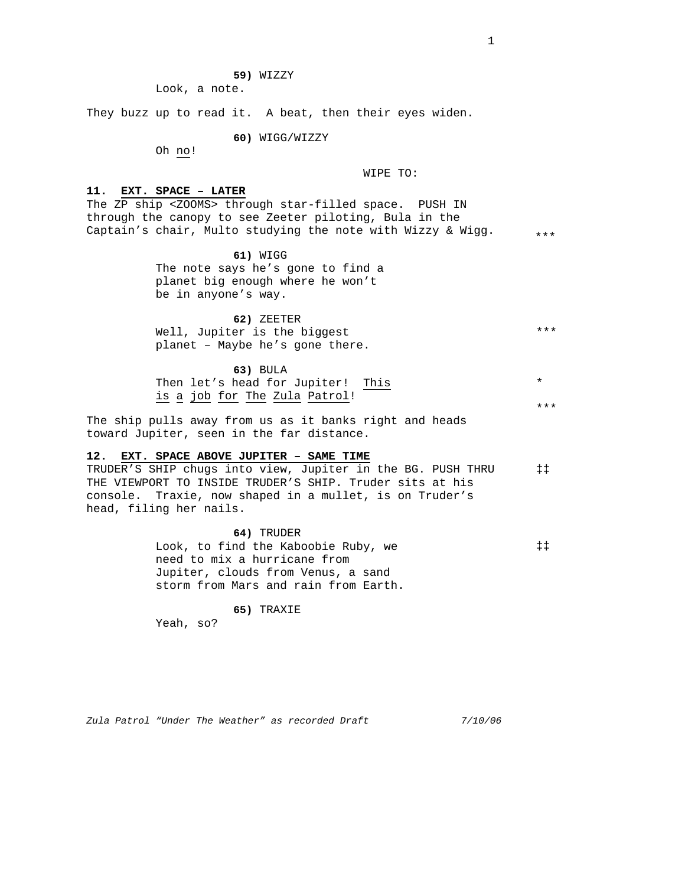**59)** WIZZY
Look, a note.

They buzz up to read it. A beat, then their eyes widen.

**60)** WIGG/WIZZY
Oh no!

WIPE TO:

**11. EXT. SPACE – LATER**

The ZP ship <ZOOMS> through star-filled space. PUSH IN through the canopy to see Zeeter piloting, Bula in the Captain's chair, Multo studying the note with Wizzy & Wigg. ***

**61)** WIGG
The note says he's gone to find a planet big enough where he won't be in anyone's way.

**62)** ZEETER
Well, Jupiter is the biggest planet – Maybe he's gone there. ***

**63)** BULA
Then let's head for Jupiter! This is a job for The Zula Patrol! *
***

The ship pulls away from us as it banks right and heads toward Jupiter, seen in the far distance.

**12. EXT. SPACE ABOVE JUPITER – SAME TIME**

TRUDER'S SHIP chugs into view, Jupiter in the BG. PUSH THRU THE VIEWPORT TO INSIDE TRUDER'S SHIP. Truder sits at his console. Traxie, now shaped in a mullet, is on Truder's head, filing her nails. ‡‡

**64)** TRUDER
Look, to find the Kaboobie Ruby, we need to mix a hurricane from Jupiter, clouds from Venus, a sand storm from Mars and rain from Earth. ‡‡

**65)** TRAXIE
Yeah, so?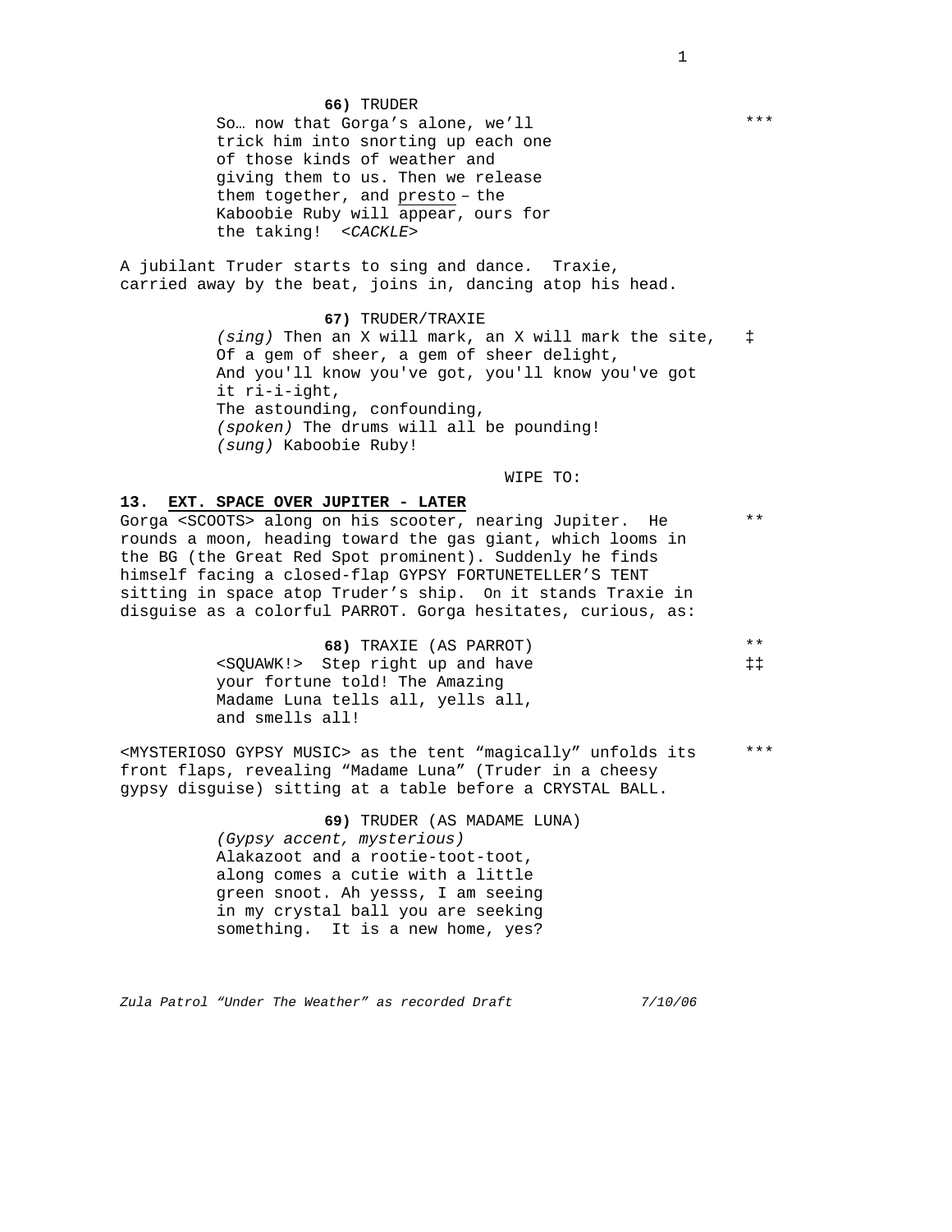**66)** TRUDER

So… now that Gorga's alone, we'll trick him into snorting up each one of those kinds of weather and giving them to us. Then we release them together, and presto – the Kaboobie Ruby will appear, ours for the taking! *<CACKLE>* ***

A jubilant Truder starts to sing and dance. Traxie, carried away by the beat, joins in, dancing atop his head.

**67)** TRUDER/TRAXIE

*(sing)* Then an X will mark, an X will mark the site, ‡
Of a gem of sheer, a gem of sheer delight,
And you'll know you've got, you'll know you've got it ri-i-ight,
The astounding, confounding,
*(spoken)* The drums will all be pounding!
*(sung)* Kaboobie Ruby!

WIPE TO:

**13. EXT. SPACE OVER JUPITER - LATER**

Gorga <SCOOTS> along on his scooter, nearing Jupiter. He rounds a moon, heading toward the gas giant, which looms in the BG (the Great Red Spot prominent). Suddenly he finds himself facing a closed-flap GYPSY FORTUNETELLER'S TENT sitting in space atop Truder's ship. On it stands Traxie in disguise as a colorful PARROT. Gorga hesitates, curious, as: **

**68)** TRAXIE (AS PARROT) **

<SQUAWK!> Step right up and have your fortune told! The Amazing Madame Luna tells all, yells all, and smells all! ‡‡

<MYSTERIOSO GYPSY MUSIC> as the tent "magically" unfolds its front flaps, revealing "Madame Luna" (Truder in a cheesy gypsy disguise) sitting at a table before a CRYSTAL BALL. ***

**69)** TRUDER (AS MADAME LUNA)

*(Gypsy accent, mysterious)*
Alakazoot and a rootie-toot-toot, along comes a cutie with a little green snoot. Ah yesss, I am seeing in my crystal ball you are seeking something. It is a new home, yes?

*Zula Patrol "Under The Weather" as recorded Draft 7/10/06*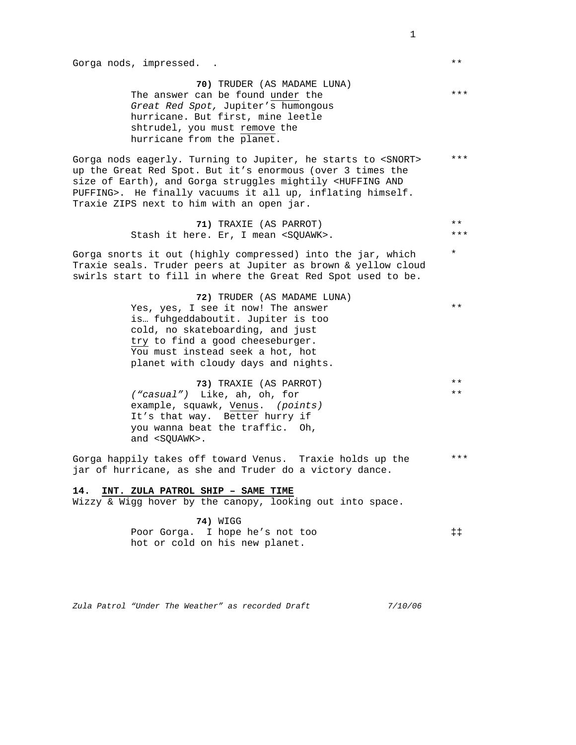Gorga nods, impressed. . **

**70)** TRUDER (AS MADAME LUNA)
The answer can be found under the *Great Red Spot,* Jupiter's humongous hurricane. But first, mine leetle shtrudel, you must remove the hurricane from the planet. ***

Gorga nods eagerly. Turning to Jupiter, he starts to <SNORT> up the Great Red Spot. But it's enormous (over 3 times the size of Earth), and Gorga struggles mightily <HUFFING AND PUFFING>. He finally vacuums it all up, inflating himself. Traxie ZIPS next to him with an open jar. ***

**71)** TRAXIE (AS PARROT) **
Stash it here. Er, I mean <SQUAWK>. ***

Gorga snorts it out (highly compressed) into the jar, which Traxie seals. Truder peers at Jupiter as brown & yellow cloud swirls start to fill in where the Great Red Spot used to be. *

**72)** TRUDER (AS MADAME LUNA)
Yes, yes, I see it now! The answer is… fuhgeddaboutit. Jupiter is too cold, no skateboarding, and just try to find a good cheeseburger. You must instead seek a hot, hot planet with cloudy days and nights. **

**73)** TRAXIE (AS PARROT) **
*("casual")* Like, ah, oh, for example, squawk, Venus. *(points)* It's that way. Better hurry if you wanna beat the traffic. Oh, and <SQUAWK>. **

Gorga happily takes off toward Venus. Traxie holds up the jar of hurricane, as she and Truder do a victory dance. ***

**14. INT. ZULA PATROL SHIP – SAME TIME**
Wizzy & Wigg hover by the canopy, looking out into space.

**74)** WIGG
Poor Gorga. I hope he's not too hot or cold on his new planet. ‡‡

*Zula Patrol "Under The Weather" as recorded Draft* *7/10/06*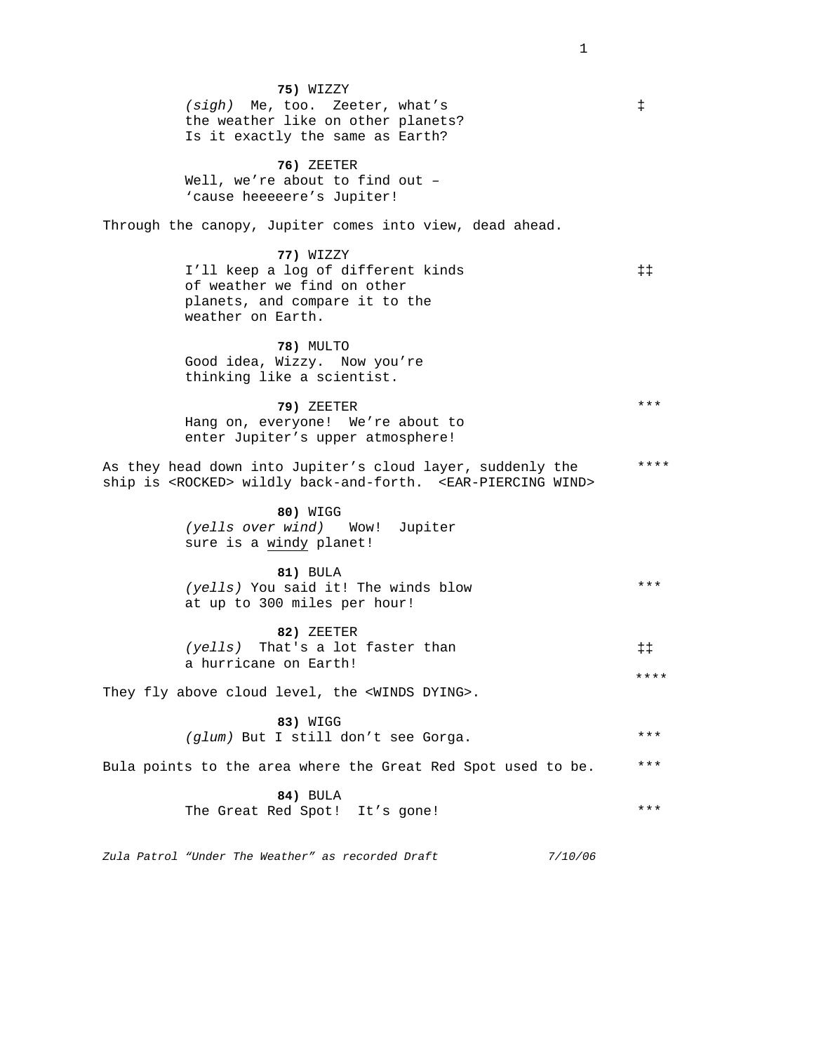**75)** WIZZY
*(sigh)* Me, too. Zeeter, what's the weather like on other planets? Is it exactly the same as Earth? ‡

**76)** ZEETER
Well, we're about to find out – 'cause heeeeere's Jupiter!

Through the canopy, Jupiter comes into view, dead ahead.

**77)** WIZZY
I'll keep a log of different kinds of weather we find on other planets, and compare it to the weather on Earth. ‡‡

**78)** MULTO
Good idea, Wizzy. Now you're thinking like a scientist.

**79)** ZEETER ***
Hang on, everyone! We're about to enter Jupiter's upper atmosphere!

As they head down into Jupiter's cloud layer, suddenly the ship is <ROCKED> wildly back-and-forth. <EAR-PIERCING WIND> ****

**80)** WIGG
*(yells over wind)* Wow! Jupiter sure is a windy planet!

**81)** BULA
*(yells)* You said it! The winds blow at up to 300 miles per hour! ***

**82)** ZEETER
*(yells)* That's a lot faster than a hurricane on Earth! ‡‡

They fly above cloud level, the <WINDS DYING>. ****

**83)** WIGG
*(glum)* But I still don't see Gorga. ***

Bula points to the area where the Great Red Spot used to be. ***

**84)** BULA
The Great Red Spot! It's gone! ***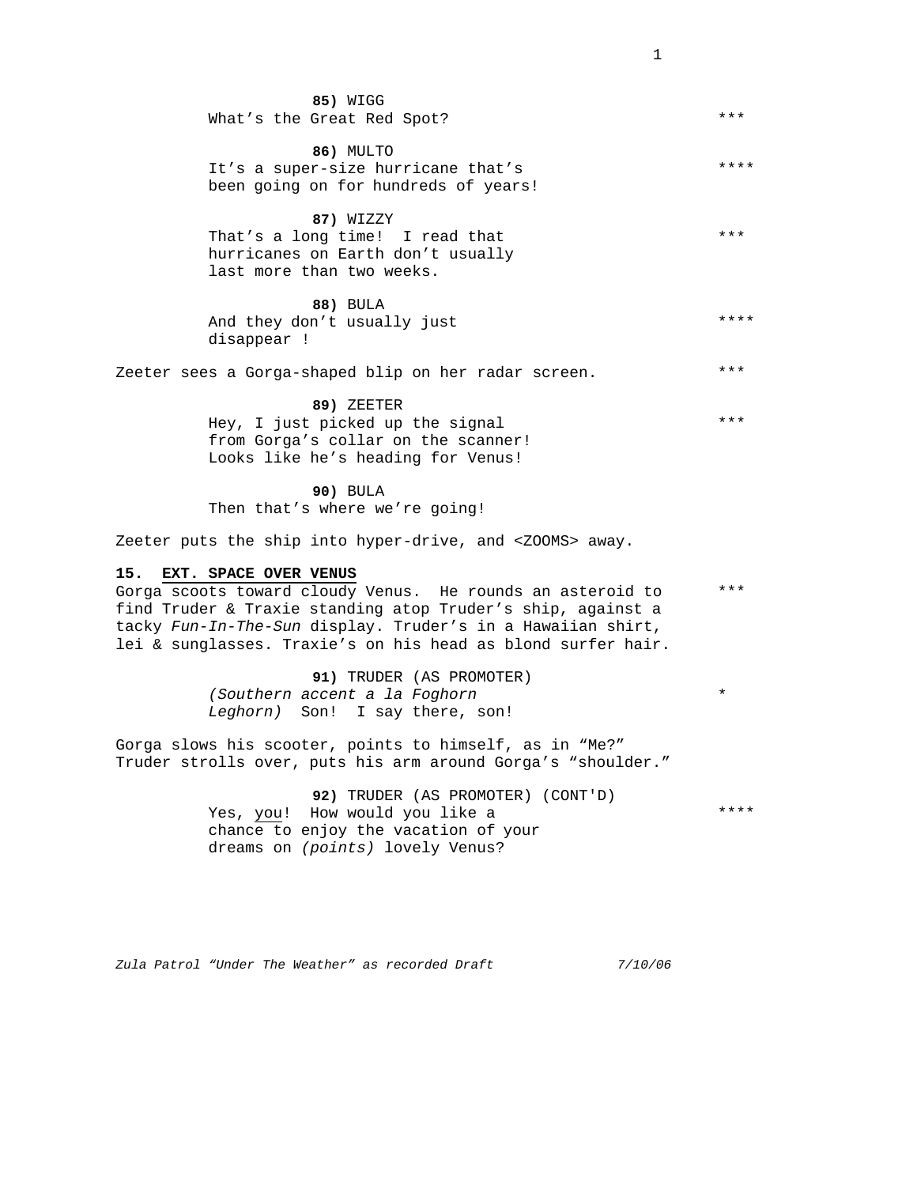**85)** WIGG
What's the Great Red Spot? ***

**86)** MULTO
It's a super-size hurricane that's been going on for hundreds of years! ****

**87)** WIZZY
That's a long time! I read that hurricanes on Earth don't usually last more than two weeks. ***

**88)** BULA
And they don't usually just disappear ! ****

Zeeter sees a Gorga-shaped blip on her radar screen. ***

**89)** ZEETER
Hey, I just picked up the signal from Gorga's collar on the scanner! Looks like he's heading for Venus! ***

**90)** BULA
Then that's where we're going!

Zeeter puts the ship into hyper-drive, and <ZOOMS> away.

**15. <u>EXT. SPACE OVER VENUS</u>**

Gorga scoots toward cloudy Venus. He rounds an asteroid to find Truder & Traxie standing atop Truder's ship, against a tacky *Fun-In-The-Sun* display. Truder's in a Hawaiian shirt, lei & sunglasses. Traxie's on his head as blond surfer hair. ***

**91)** TRUDER (AS PROMOTER)
*(Southern accent a la Foghorn Leghorn)* Son! I say there, son! *

Gorga slows his scooter, points to himself, as in "Me?" Truder strolls over, puts his arm around Gorga's "shoulder."

**92)** TRUDER (AS PROMOTER) (CONT'D)
Yes, <u>you</u>! How would you like a chance to enjoy the vacation of your dreams on *(points)* lovely Venus? ****

*Zula Patrol "Under The Weather" as recorded Draft 7/10/06*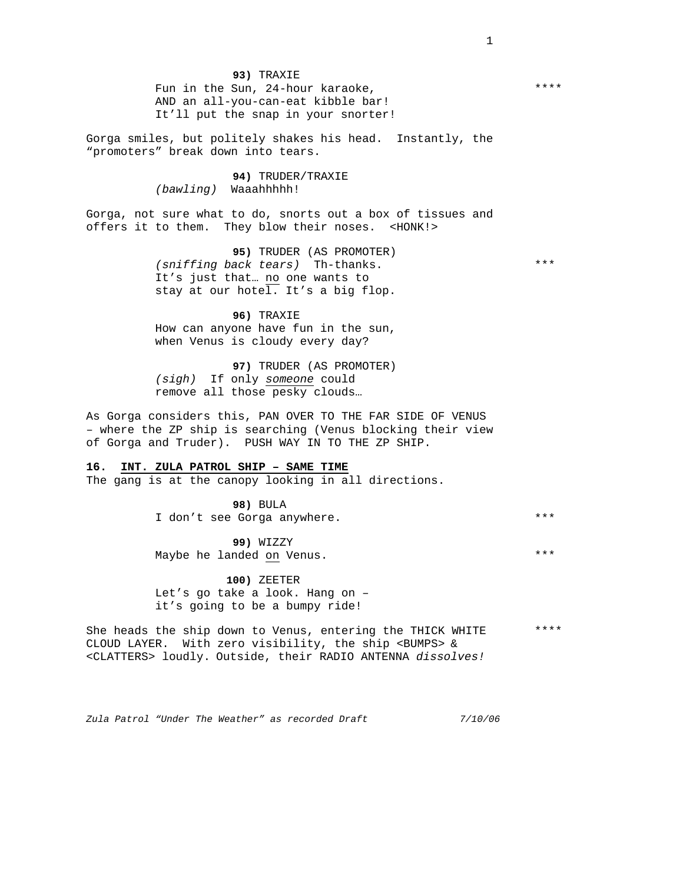**93)** TRADIE

Fun in the Sun, 24-hour karaoke,
AND an all-you-can-eat kibble bar!
It'll put the snap in your snorter! ****

Gorga smiles, but politely shakes his head. Instantly, the "promoters" break down into tears.

**94)** TRUDER/TRADIE

*(bawling)* Waaahhhhh!

Gorga, not sure what to do, snorts out a box of tissues and offers it to them. They blow their noses. <HONK!>

**95)** TRUDER (AS PROMOTER)

*(sniffing back tears)* Th-thanks.
It's just that… no one wants to
stay at our hotel. It's a big flop. ***

**96)** TRADIE

How can anyone have fun in the sun,
when Venus is cloudy every day?

**97)** TRUDER (AS PROMOTER)

*(sigh)* If only *someone* could
remove all those pesky clouds…

As Gorga considers this, PAN OVER TO THE FAR SIDE OF VENUS – where the ZP ship is searching (Venus blocking their view of Gorga and Truder). PUSH WAY IN TO THE ZP SHIP.

**16. INT. ZULA PATROL SHIP – SAME TIME**

The gang is at the canopy looking in all directions.

**98)** BULA

I don't see Gorga anywhere. ***

**99)** WIZZY

Maybe he landed on Venus. ***

**100)** ZEETER

Let's go take a look. Hang on –
it's going to be a bumpy ride!

She heads the ship down to Venus, entering the THICK WHITE CLOUD LAYER. With zero visibility, the ship <BUMPS> & <CLATTERS> loudly. Outside, their RADIO ANTENNA *dissolves!* ****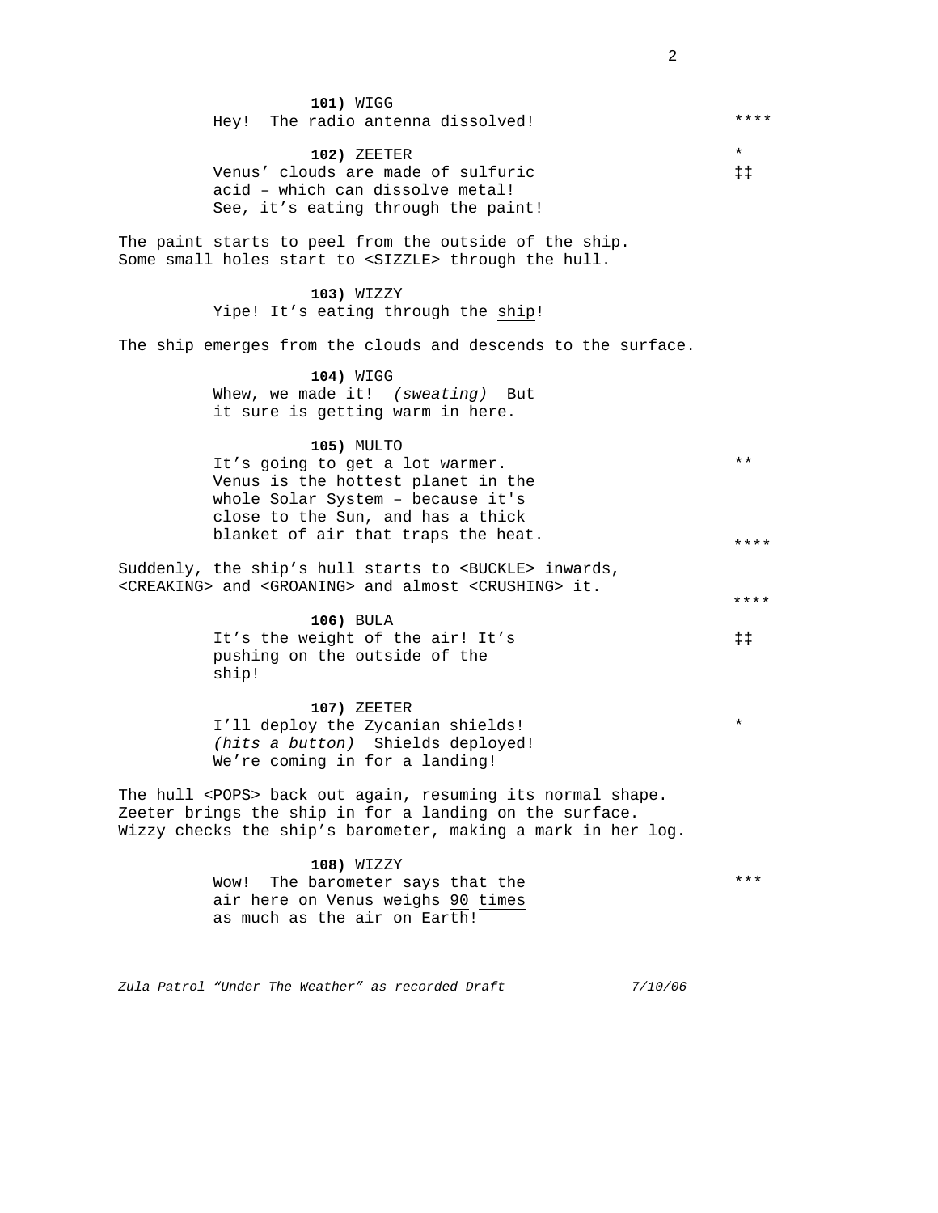**101)** WIGG

Hey! The radio antenna dissolved! ****

**102)** ZEETER *

Venus' clouds are made of sulfuric acid – which can dissolve metal! See, it's eating through the paint! ‡‡

The paint starts to peel from the outside of the ship. Some small holes start to <SIZZLE> through the hull.

**103)** WIZZY

Yipe! It's eating through the <u>ship</u>!

The ship emerges from the clouds and descends to the surface.

**104)** WIGG

Whew, we made it! *(sweating)* But it sure is getting warm in here.

**105)** MULTO

It's going to get a lot warmer. Venus is the hottest planet in the whole Solar System – because it's close to the Sun, and has a thick blanket of air that traps the heat. **

****

Suddenly, the ship's hull starts to <BUCKLE> inwards, <CREAKING> and <GROANING> and almost <CRUSHING> it.

****

**106)** BULA

It's the weight of the air! It's pushing on the outside of the ship! ‡‡

**107)** ZEETER

I'll deploy the Zycanian shields! *(hits a button)* Shields deployed! We're coming in for a landing! *

The hull <POPS> back out again, resuming its normal shape. Zeeter brings the ship in for a landing on the surface. Wizzy checks the ship's barometer, making a mark in her log.

**108)** WIZZY

Wow! The barometer says that the air here on Venus weighs <u>90 times</u> as much as the air on Earth! ***

*Zula Patrol "Under The Weather" as recorded Draft 7/10/06*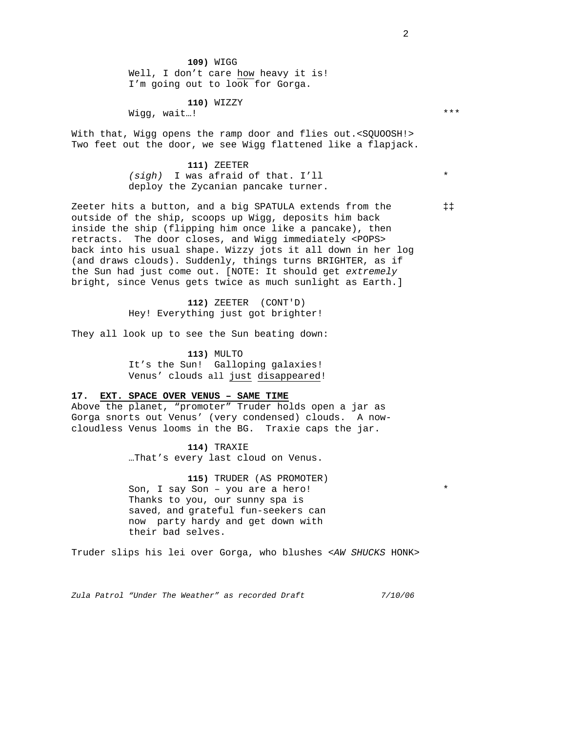**109)** WIGG
Well, I don't care <u>how</u> heavy it is!
I'm going out to look for Gorga.

**110)** WIZZY
Wigg, wait…! ***

With that, Wigg opens the ramp door and flies out.<SQUOOSH!>
Two feet out the door, we see Wigg flattened like a flapjack.

**111)** ZEETER
*(sigh)* I was afraid of that. I'll *
deploy the Zycanian pancake turner.

Zeter hits a button, and a big SPATULA extends from the ‡‡
outside of the ship, scoops up Wigg, deposits him back
inside the ship (flipping him once like a pancake), then
retracts. The door closes, and Wigg immediately <POPS>
back into his usual shape. Wizzy jots it all down in her log
(and draws clouds). Suddenly, things turns BRIGHTER, as if
the Sun had just come out. [NOTE: It should get *extremely*
bright, since Venus gets twice as much sunlight as Earth.]

**112)** ZEETER (CONT'D)
Hey! Everything just got brighter!

They all look up to see the Sun beating down:

**113)** MULTO
It's the Sun! Galloping galaxies!
Venus' clouds all <u>just</u> <u>disappeared</u>!

**17. <u>EXT. SPACE OVER VENUS – SAME TIME</u>**

Above the planet, "promoter" Truder holds open a jar as
Gorga snorts out Venus' (very condensed) clouds. A now-
cloudless Venus looms in the BG. Traxie caps the jar.

**114)** TRAXIE
…That's every last cloud on Venus.

**115)** TRUDER (AS PROMOTER)
Son, I say Son – you are a hero! *
Thanks to you, our sunny spa is
saved, and grateful fun-seekers can
now party hardy and get down with
their bad selves.

Truder slips his lei over Gorga, who blushes <*AW SHUCKS* HONK>

*Zula Patrol "Under The Weather" as recorded Draft* *7/10/06*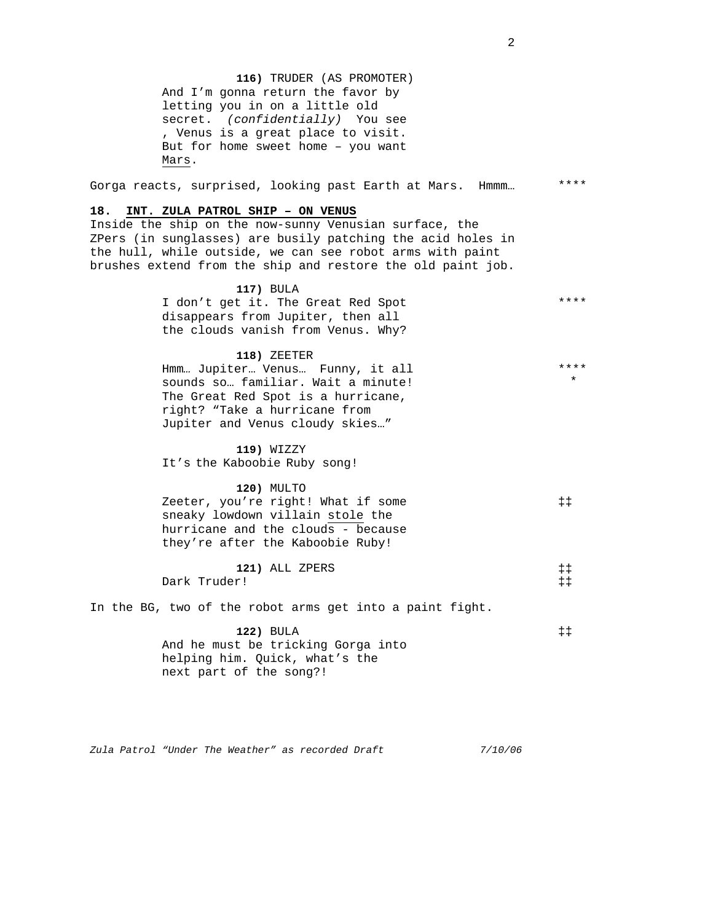**116)** TRUDER (AS PROMOTER)
And I'm gonna return the favor by letting you in on a little old secret. *(confidentially)* You see , Venus is a great place to visit. But for home sweet home – you want <u>Mars</u>.

Gorga reacts, surprised, looking past Earth at Mars. Hmmm… ****

**18. <u>INT. ZULA PATROL SHIP – ON VENUS</u>**

Inside the ship on the now-sunny Venusian surface, the ZPers (in sunglasses) are busily patching the acid holes in the hull, while outside, we can see robot arms with paint brushes extend from the ship and restore the old paint job.

**117)** BULA
I don't get it. The Great Red Spot disappears from Jupiter, then all the clouds vanish from Venus. Why? ****

**118)** ZEETER
Hmm… Jupiter… Venus… Funny, it all sounds so… familiar. Wait a minute! The Great Red Spot is a hurricane, right? "Take a hurricane from Jupiter and Venus cloudy skies…" ****
*

**119)** WIZZY
It's the Kaboobie Ruby song!

**120)** MULTO
Zeeter, you're right! What if some sneaky lowdown villain <u>stole</u> the hurricane and the clouds - because they're after the Kaboobie Ruby! ‡‡

**121)** ALL ZPERS ‡‡
Dark Truder! ‡‡

In the BG, two of the robot arms get into a paint fight.

**122)** BULA ‡‡
And he must be tricking Gorga into helping him. Quick, what's the next part of the song?!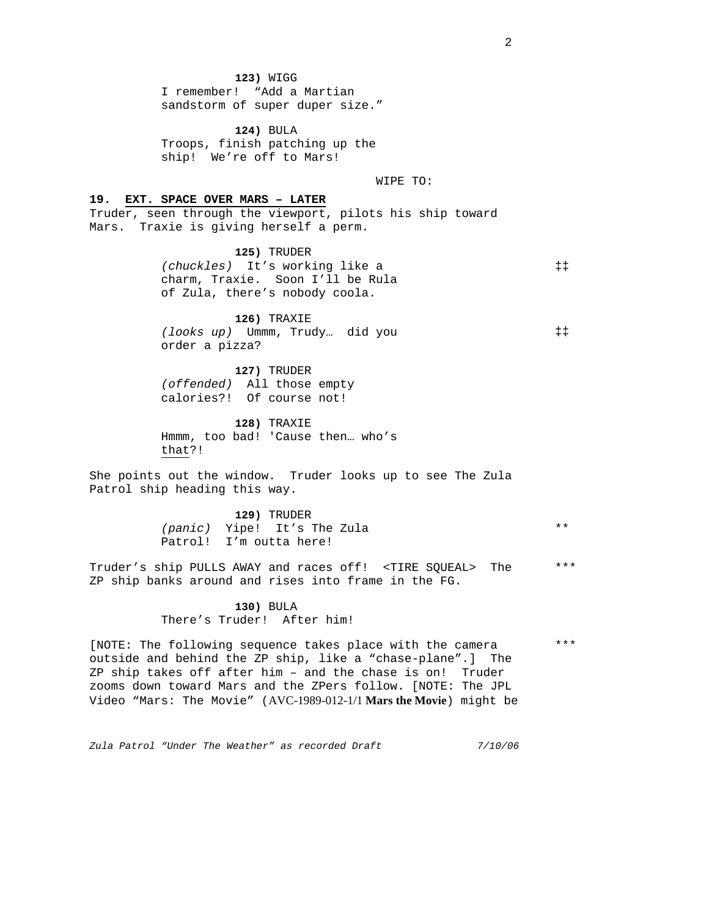**123)** WIGG
I remember! "Add a Martian sandstorm of super duper size."

**124)** BULA
Troops, finish patching up the ship! We're off to Mars!

WIPE TO:

**19. EXT. SPACE OVER MARS – LATER**

Truder, seen through the viewport, pilots his ship toward Mars. Traxie is giving herself a perm.

**125)** TRUDER
*(chuckles)* It's working like a charm, Traxie. Soon I'll be Rula of Zula, there's nobody coola. ‡‡

**126)** TRAXIE
*(looks up)* Ummm, Trudy… did you order a pizza? ‡‡

**127)** TRUDER
*(offended)* All those empty calories?! Of course not!

**128)** TRAXIE
Hmmm, too bad! 'Cause then… who's <u>that</u>?!

She points out the window. Truder looks up to see The Zula Patrol ship heading this way.

**129)** TRUDER
*(panic)* Yipe! It's The Zula Patrol! I'm outta here! **

Truder's ship PULLS AWAY and races off! <TIRE SQUEAL> The ZP ship banks around and rises into frame in the FG. ***

**130)** BULA
There's Truder! After him!

[NOTE: The following sequence takes place with the camera outside and behind the ZP ship, like a "chase-plane".] The ZP ship takes off after him – and the chase is on! Truder zooms down toward Mars and the ZPers follow. [NOTE: The JPL Video "Mars: The Movie" (AVC-1989-012-1/1 **Mars the Movie**) might be ***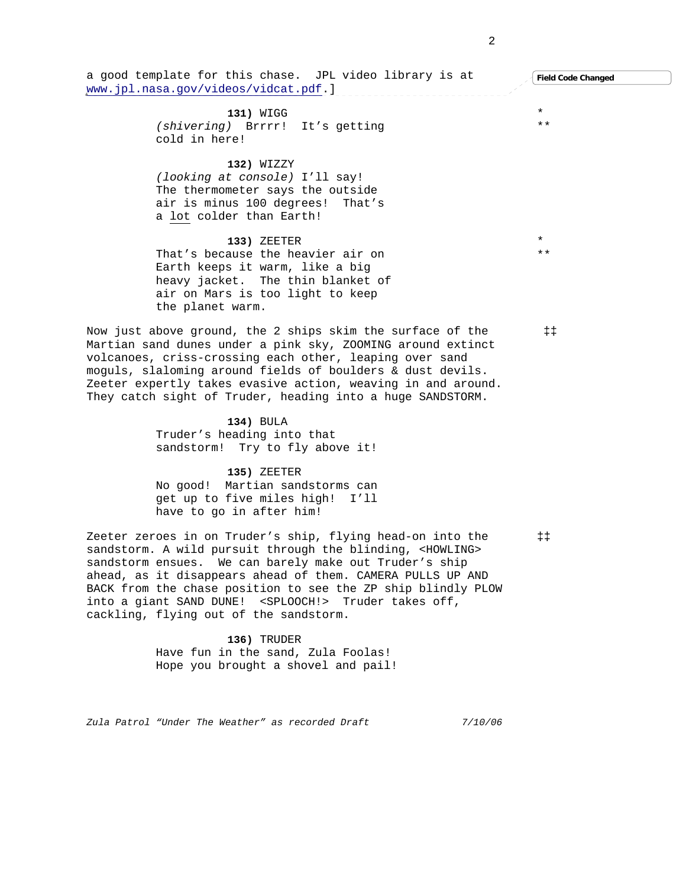a good template for this chase. JPL video library is at www.jpl.nasa.gov/videos/vidcat.pdf.]

Field Code Changed

**131)** WIGG
*(shivering)* Brrrr! It's getting cold in here! *
**

**132)** WIZZY
*(looking at console)* I'll say! The thermometer says the outside air is minus 100 degrees! That's a lot colder than Earth!

**133)** ZEETER
That's because the heavier air on Earth keeps it warm, like a big heavy jacket. The thin blanket of air on Mars is too light to keep the planet warm. *
**

Now just above ground, the 2 ships skim the surface of the Martian sand dunes under a pink sky, ZOOMING around extinct volcanoes, criss-crossing each other, leaping over sand moguls, slaloming around fields of boulders & dust devils. Zeeter expertly takes evasive action, weaving in and around. They catch sight of Truder, heading into a huge SANDSTORM. ‡‡

**134)** BULA
Truder's heading into that sandstorm! Try to fly above it!

**135)** ZEETER
No good! Martian sandstorms can get up to five miles high! I'll have to go in after him!

Zeeter zeroes in on Truder's ship, flying head-on into the sandstorm. A wild pursuit through the blinding, <HOWLING> sandstorm ensues. We can barely make out Truder's ship ahead, as it disappears ahead of them. CAMERA PULLS UP AND BACK from the chase position to see the ZP ship blindly PLOW into a giant SAND DUNE! <SPLOOCH!> Truder takes off, cackling, flying out of the sandstorm. ‡‡

**136)** TRUDER
Have fun in the sand, Zula Foolas! Hope you brought a shovel and pail!

*Zula Patrol "Under The Weather" as recorded Draft 7/10/06*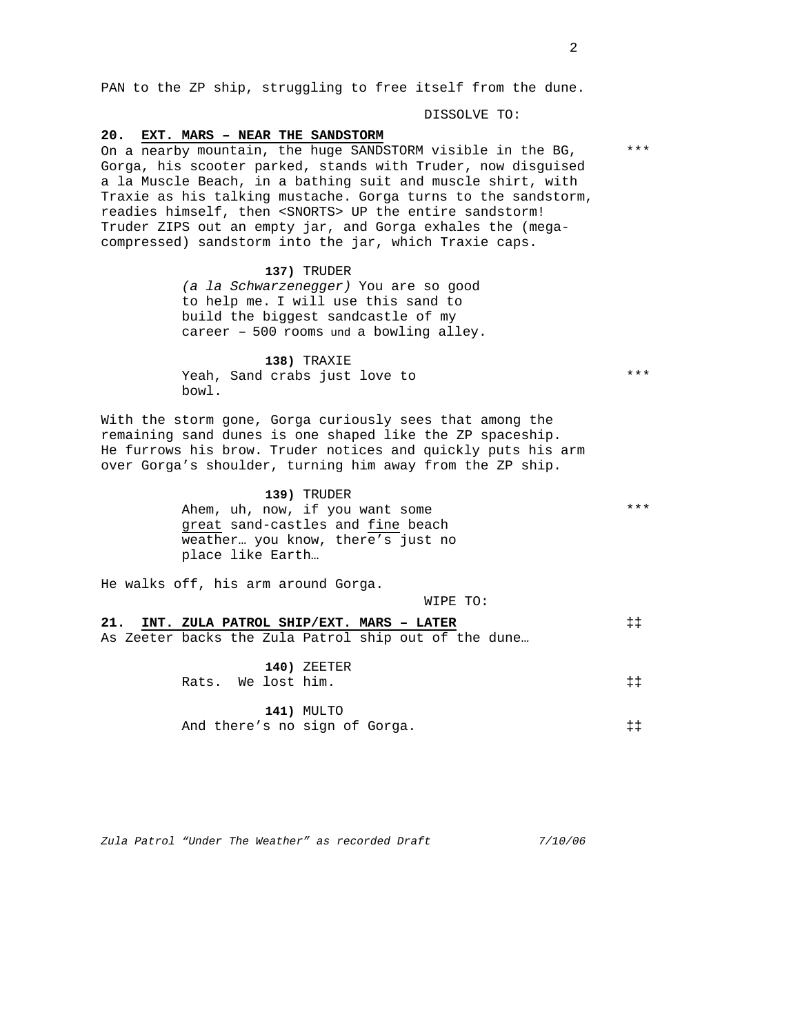PAN to the ZP ship, struggling to free itself from the dune.

DISSOLVE TO:

**20. EXT. MARS – NEAR THE SANDSTORM**

On a nearby mountain, the huge SANDSTORM visible in the BG, Gorga, his scooter parked, stands with Truder, now disguised a la Muscle Beach, in a bathing suit and muscle shirt, with Traxie as his talking mustache. Gorga turns to the sandstorm, readies himself, then <SNORTS> UP the entire sandstorm! Truder ZIPS out an empty jar, and Gorga exhales the (mega-compressed) sandstorm into the jar, which Traxie caps. ***

**137)** TRUDER
*(a la Schwarzenegger)* You are so good to help me. I will use this sand to build the biggest sandcastle of my career – 500 rooms und a bowling alley.

**138)** TRAXIE
Yeah, Sand crabs just love to bowl. ***

With the storm gone, Gorga curiously sees that among the remaining sand dunes is one shaped like the ZP spaceship. He furrows his brow. Truder notices and quickly puts his arm over Gorga's shoulder, turning him away from the ZP ship.

**139)** TRUDER
Ahem, uh, now, if you want some great sand-castles and fine beach weather… you know, there's just no place like Earth… ***

He walks off, his arm around Gorga.

WIPE TO:

**21. INT. ZULA PATROL SHIP/EXT. MARS – LATER** ‡‡

As Zeeter backs the Zula Patrol ship out of the dune…

**140)** ZEETER
Rats. We lost him. ‡‡

**141)** MULTO
And there's no sign of Gorga. ‡‡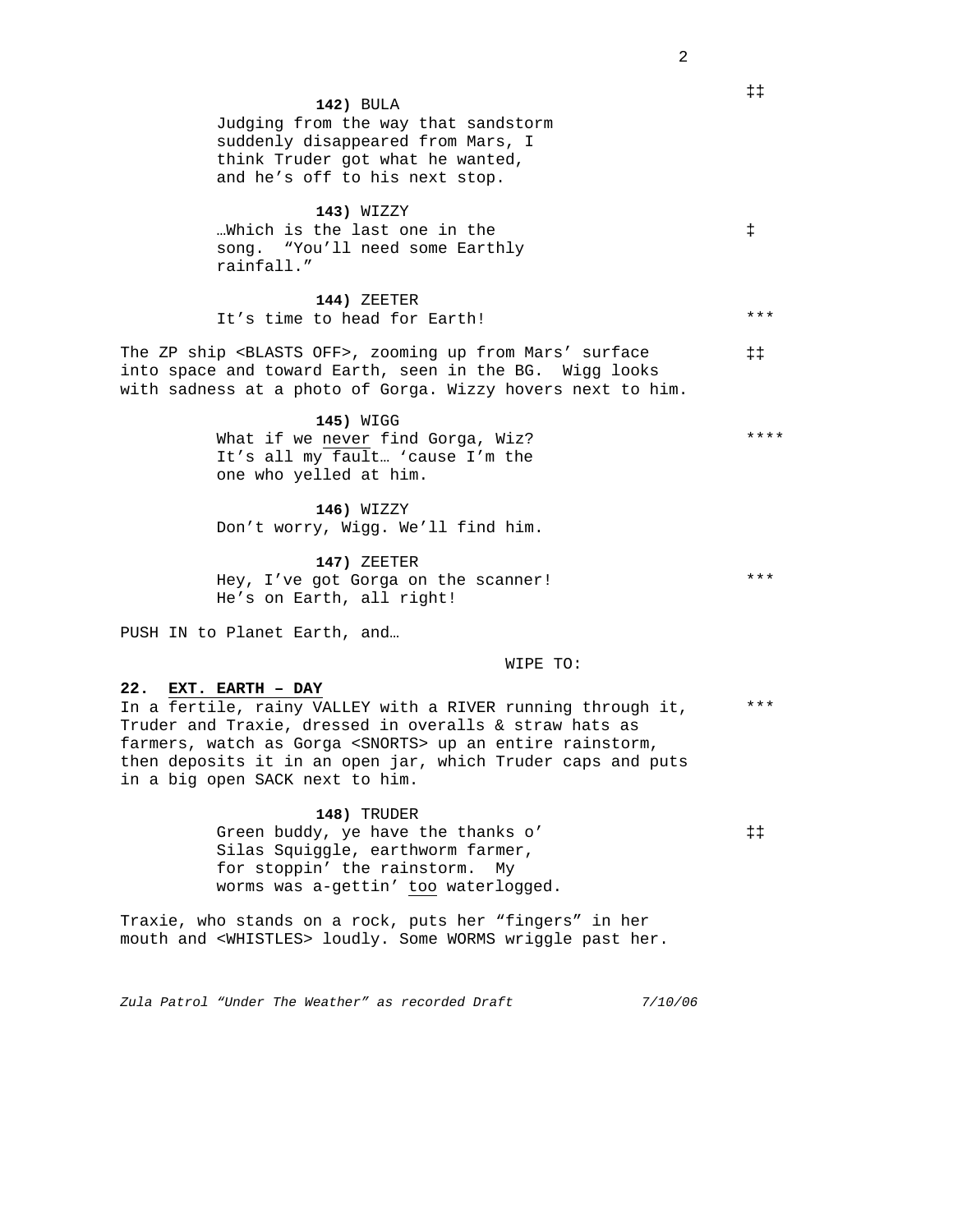‡‡

**142)** BULA
Judging from the way that sandstorm suddenly disappeared from Mars, I think Truder got what he wanted, and he's off to his next stop.

**143)** WIZZY
…Which is the last one in the song. "You'll need some Earthly rainfall." ‡

**144)** ZEETER
It's time to head for Earth! ***

The ZP ship <BLASTS OFF>, zooming up from Mars' surface into space and toward Earth, seen in the BG. Wigg looks with sadness at a photo of Gorga. Wizzy hovers next to him. ‡‡

**145)** WIGG
What if we never find Gorga, Wiz? It's all my fault… 'cause I'm the one who yelled at him. ****

**146)** WIZZY
Don't worry, Wigg. We'll find him.

**147)** ZEETER
Hey, I've got Gorga on the scanner! He's on Earth, all right! ***

PUSH IN to Planet Earth, and…

WIPE TO:

**22. EXT. EARTH – DAY**

In a fertile, rainy VALLEY with a RIVER running through it, Truder and Traxie, dressed in overalls & straw hats as farmers, watch as Gorga <SNORTS> up an entire rainstorm, then deposits it in an open jar, which Truder caps and puts in a big open SACK next to him. ***

**148)** TRUDER
Green buddy, ye have the thanks o' Silas Squiggle, earthworm farmer, for stoppin' the rainstorm. My worms was a-gettin' too waterlogged. ‡‡

Traxie, who stands on a rock, puts her "fingers" in her mouth and <WHISTLES> loudly. Some WORMS wriggle past her.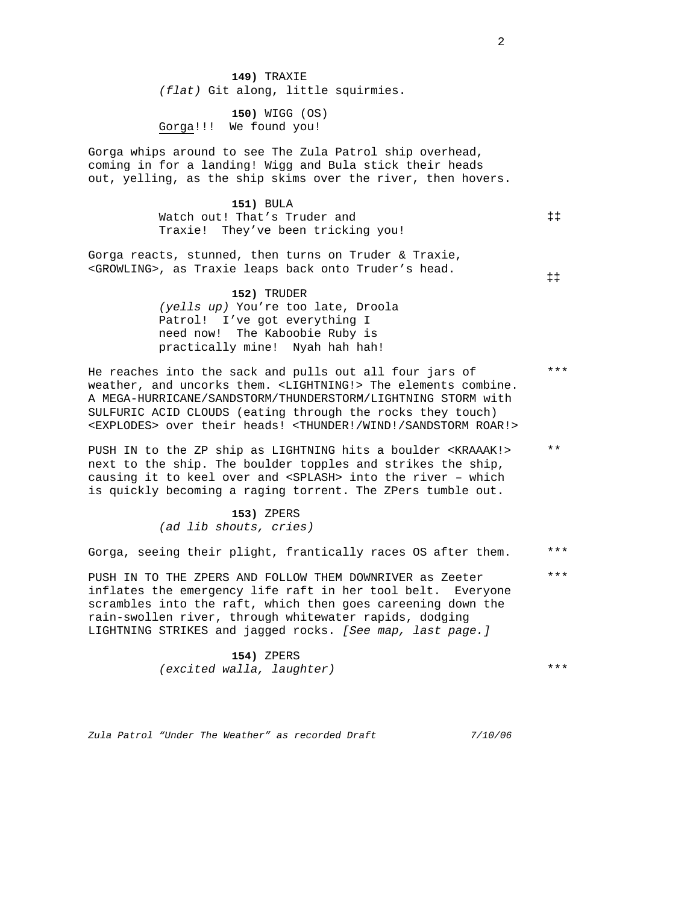**149)** TRAXIE
*(flat)* Git along, little squirmies.

**150)** WIGG (OS)
Gorga!!! We found you!

Gorga whips around to see The Zula Patrol ship overhead, coming in for a landing! Wigg and Bula stick their heads out, yelling, as the ship skims over the river, then hovers.

**151)** BULA
Watch out! That's Truder and Traxie! They've been tricking you! ‡‡

Gorga reacts, stunned, then turns on Truder & Traxie, <GROWLING>, as Traxie leaps back onto Truder's head. ‡‡

**152)** TRUDER
*(yells up)* You're too late, Droola Patrol! I've got everything I need now! The Kaboobie Ruby is practically mine! Nyah hah hah!

He reaches into the sack and pulls out all four jars of weather, and uncorks them. <LIGHTNING!> The elements combine. A MEGA-HURRICANE/SANDSTORM/THUNDERSTORM/LIGHTNING STORM with SULFURIC ACID CLOUDS (eating through the rocks they touch) <EXPLODES> over their heads! <THUNDER!/WIND!/SANDSTORM ROAR!> ***

PUSH IN to the ZP ship as LIGHTNING hits a boulder <KRAAAK!> next to the ship. The boulder topples and strikes the ship, causing it to keel over and <SPLASH> into the river – which is quickly becoming a raging torrent. The ZPers tumble out. **

**153)** ZPERS
*(ad lib shouts, cries)*

Gorga, seeing their plight, frantically races OS after them. ***

PUSH IN TO THE ZPERS AND FOLLOW THEM DOWNRIVER as Zeeter inflates the emergency life raft in her tool belt. Everyone scrambles into the raft, which then goes careening down the rain-swollen river, through whitewater rapids, dodging LIGHTNING STRIKES and jagged rocks. *[See map, last page.]* ***

**154)** ZPERS
*(excited walla, laughter)* ***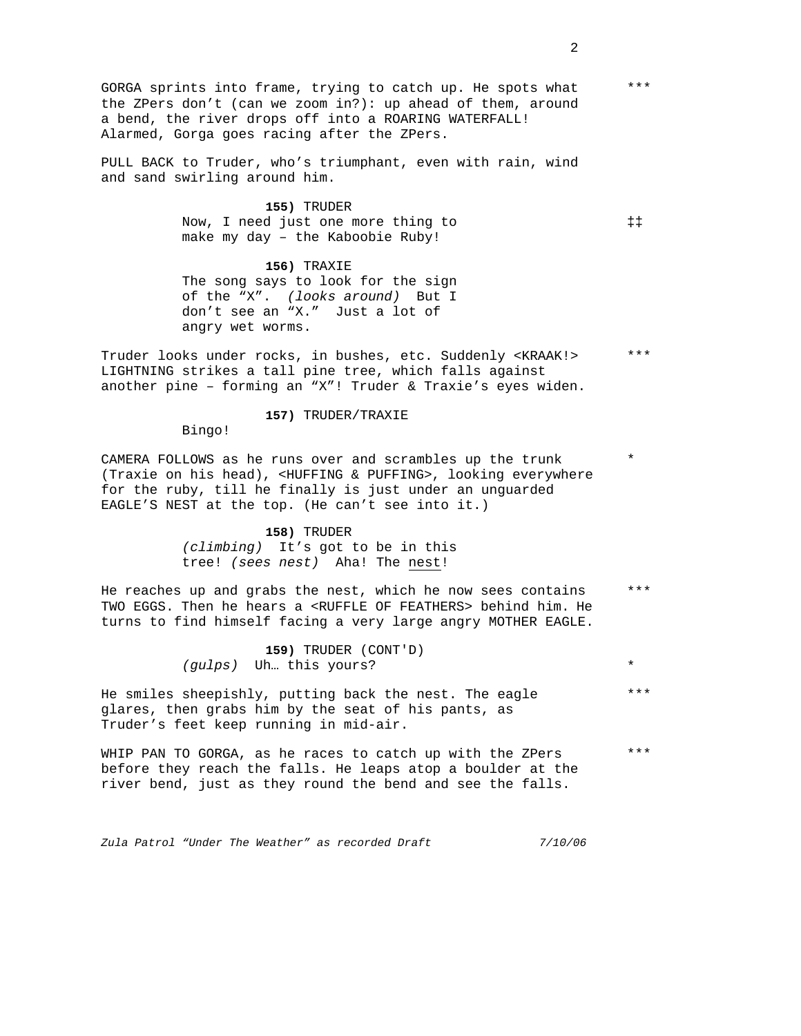GORGA sprints into frame, trying to catch up. He spots what the ZPers don't (can we zoom in?): up ahead of them, around a bend, the river drops off into a ROARING WATERFALL! Alarmed, Gorga goes racing after the ZPers. ***

PULL BACK to Truder, who's triumphant, even with rain, wind and sand swirling around him.

**155)** TRUDER
Now, I need just one more thing to make my day – the Kaboobie Ruby! ‡‡

**156)** TRAXIE
The song says to look for the sign of the "X". *(looks around)* But I don't see an "X." Just a lot of angry wet worms.

Truder looks under rocks, in bushes, etc. Suddenly <KRAAK!> LIGHTNING strikes a tall pine tree, which falls against another pine – forming an "X"! Truder & Traxie's eyes widen. ***

**157)** TRUDER/TRAXIE
Bingo!

CAMERA FOLLOWS as he runs over and scrambles up the trunk (Traxie on his head), <HUFFING & PUFFING>, looking everywhere for the ruby, till he finally is just under an unguarded EAGLE'S NEST at the top. (He can't see into it.) *

**158)** TRUDER
*(climbing)* It's got to be in this tree! *(sees nest)* Aha! The nest!

He reaches up and grabs the nest, which he now sees contains TWO EGGS. Then he hears a <RUFFLE OF FEATHERS> behind him. He turns to find himself facing a very large angry MOTHER EAGLE. ***

**159)** TRUDER (CONT'D)
*(gulps)* Uh… this yours? *

He smiles sheepishly, putting back the nest. The eagle glares, then grabs him by the seat of his pants, as Truder's feet keep running in mid-air. ***

WHIP PAN TO GORGA, as he races to catch up with the ZPers before they reach the falls. He leaps atop a boulder at the river bend, just as they round the bend and see the falls. ***

*Zula Patrol "Under The Weather" as recorded Draft 7/10/06*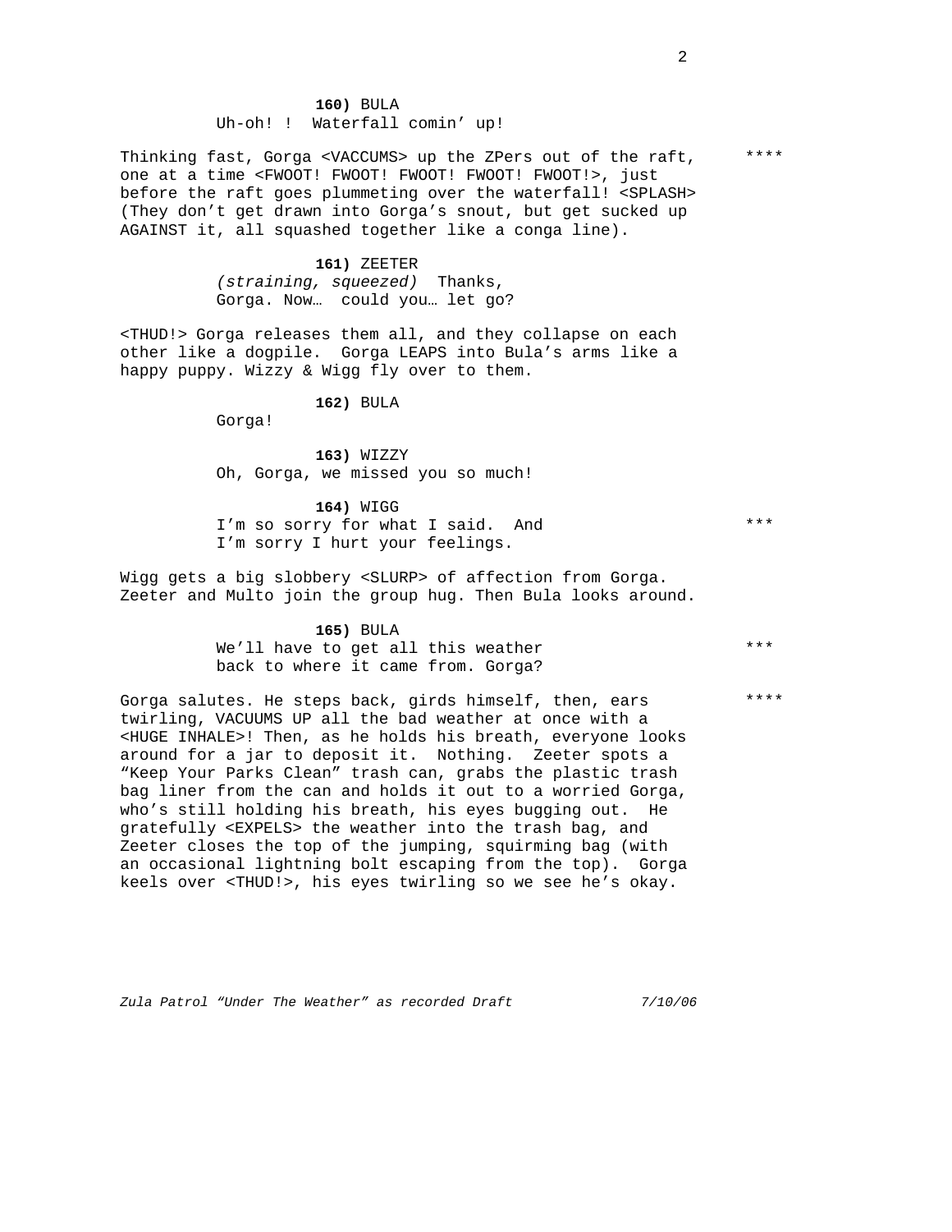**160)** BULA
Uh-oh! ! Waterfall comin' up!

Thinking fast, Gorga <VACCUMS> up the ZPers out of the raft, one at a time <FWOOT! FWOOT! FWOOT! FWOOT! FWOOT!>, just before the raft goes plummeting over the waterfall! <SPLASH> (They don't get drawn into Gorga's snout, but get sucked up AGAINST it, all squashed together like a conga line). ****

**161)** ZEETER
*(straining, squeezed)* Thanks, Gorga. Now… could you… let go?

<THUD!> Gorga releases them all, and they collapse on each other like a dogpile. Gorga LEAPS into Bula's arms like a happy puppy. Wizzy & Wigg fly over to them.

**162)** BULA
Gorga!

**163)** WIZZY
Oh, Gorga, we missed you so much!

**164)** WIGG
I'm so sorry for what I said. And I'm sorry I hurt your feelings. ***

Wigg gets a big slobbery <SLURP> of affection from Gorga. Zeeter and Multo join the group hug. Then Bula looks around.

**165)** BULA
We'll have to get all this weather back to where it came from. Gorga? ***

Gorga salutes. He steps back, girds himself, then, ears twirling, VACUUMS UP all the bad weather at once with a <HUGE INHALE>! Then, as he holds his breath, everyone looks around for a jar to deposit it. Nothing. Zeeter spots a "Keep Your Parks Clean" trash can, grabs the plastic trash bag liner from the can and holds it out to a worried Gorga, who's still holding his breath, his eyes bugging out. He gratefully <EXPELS> the weather into the trash bag, and Zeeter closes the top of the jumping, squirming bag (with an occasional lightning bolt escaping from the top). Gorga keels over <THUD!>, his eyes twirling so we see he's okay. ****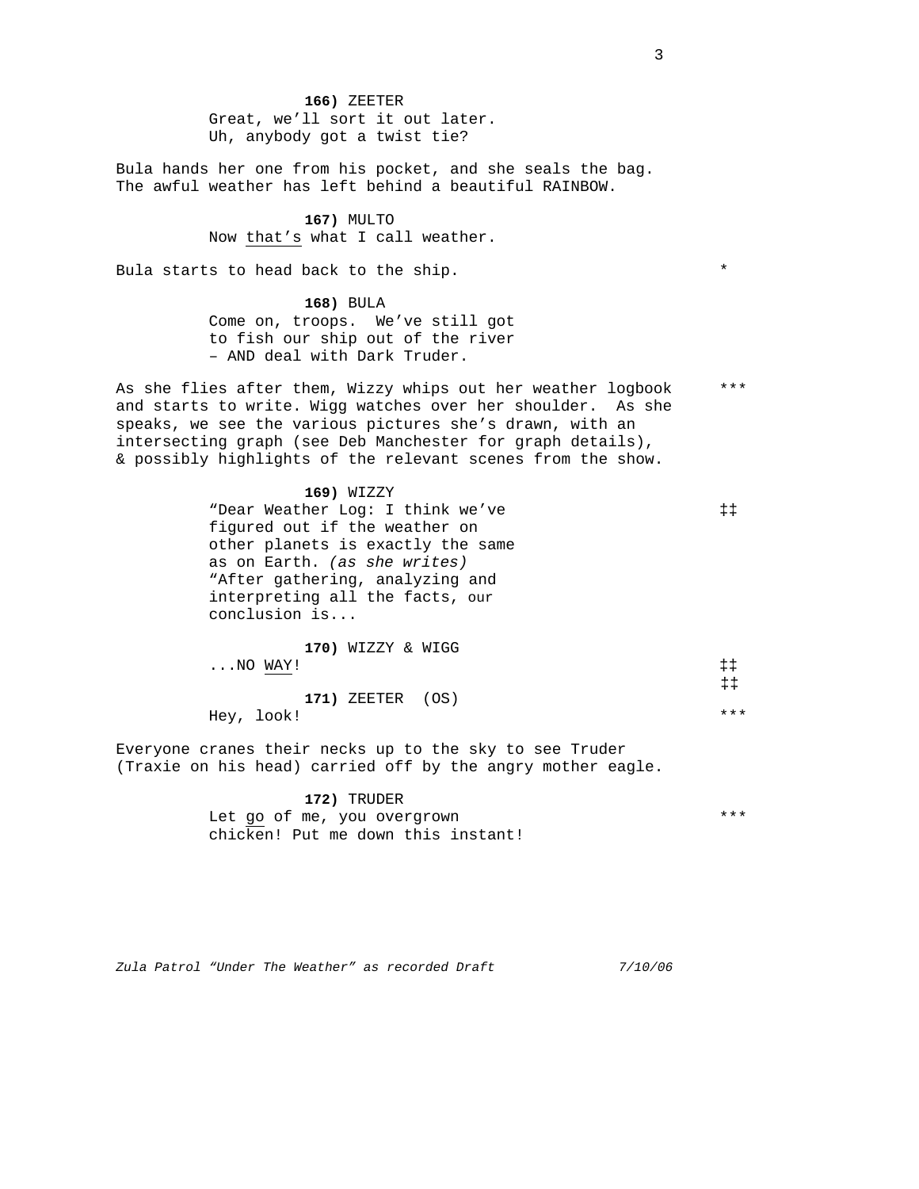**166)** ZEETER
Great, we'll sort it out later.
Uh, anybody got a twist tie?

Bula hands her one from his pocket, and she seals the bag. The awful weather has left behind a beautiful RAINBOW.

**167)** MULTO
Now <u>that's</u> what I call weather.

Bula starts to head back to the ship. *

**168)** BULA
Come on, troops. We've still got to fish our ship out of the river – AND deal with Dark Truder.

As she flies after them, Wizzy whips out her weather logbook and starts to write. Wigg watches over her shoulder. As she speaks, we see the various pictures she's drawn, with an intersecting graph (see Deb Manchester for graph details), & possibly highlights of the relevant scenes from the show. ***

**169)** WIZZY
"Dear Weather Log: I think we've figured out if the weather on other planets is exactly the same as on Earth. *(as she writes)* "After gathering, analyzing and interpreting all the facts, our conclusion is... ‡‡

**170)** WIZZY & WIGG
...NO <u>WAY</u>! ‡‡
‡‡

**171)** ZEETER (OS)
Hey, look! ***

Everyone cranes their necks up to the sky to see Truder (Traxie on his head) carried off by the angry mother eagle.

**172)** TRUDER
Let <u>go</u> of me, you overgrown chicken! Put me down this instant! ***

*Zula Patrol "Under The Weather" as recorded Draft 7/10/06*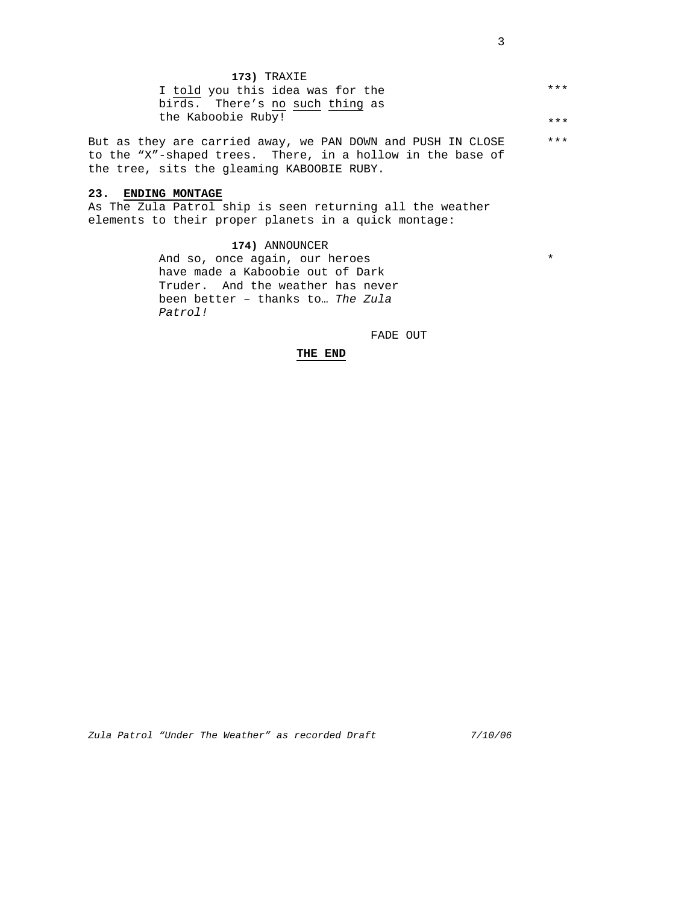**173)** TRAXIE

I told you this idea was for the birds. There's no such thing as the Kaboobie Ruby! ***

But as they are carried away, we PAN DOWN and PUSH IN CLOSE to the "X"-shaped trees. There, in a hollow in the base of the tree, sits the gleaming KABOOBIE RUBY. ***

**23. ENDING MONTAGE**

As The Zula Patrol ship is seen returning all the weather elements to their proper planets in a quick montage:

**174)** ANNOUNCER

And so, once again, our heroes have made a Kaboobie out of Dark Truder. And the weather has never been better – thanks to… *The Zula Patrol!* *

FADE OUT

**THE END**

*Zula Patrol "Under The Weather" as recorded Draft* *7/10/06*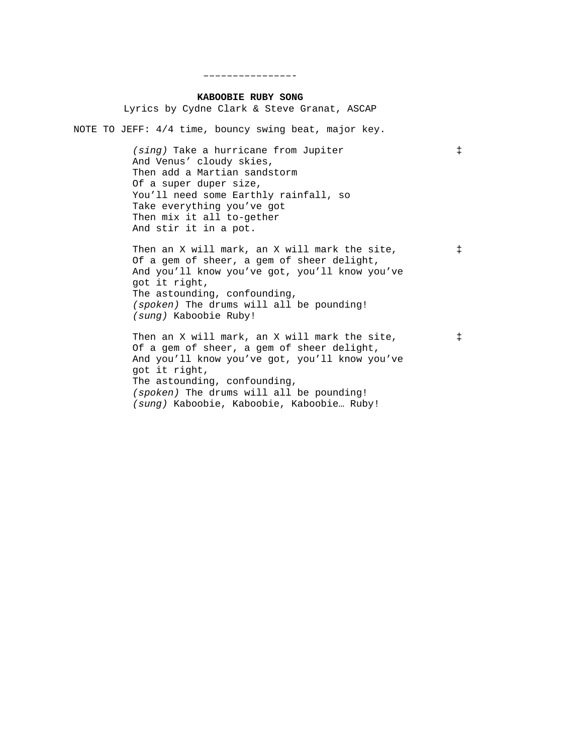----------------

**KABOOBIE RUBY SONG**

Lyrics by Cydne Clark & Steve Granat, ASCAP

NOTE TO JEFF: 4/4 time, bouncy swing beat, major key.

*(sing)* Take a hurricane from Jupiter ‡
And Venus' cloudy skies,
Then add a Martian sandstorm
Of a super duper size,
You'll need some Earthly rainfall, so
Take everything you've got
Then mix it all to-gether
And stir it in a pot.

Then an X will mark, an X will mark the site, ‡
Of a gem of sheer, a gem of sheer delight,
And you'll know you've got, you'll know you've
got it right,
The astounding, confounding,
*(spoken)* The drums will all be pounding!
*(sung)* Kaboobie Ruby!

Then an X will mark, an X will mark the site, ‡
Of a gem of sheer, a gem of sheer delight,
And you'll know you've got, you'll know you've
got it right,
The astounding, confounding,
*(spoken)* The drums will all be pounding!
*(sung)* Kaboobie, Kaboobie, Kaboobie… Ruby!